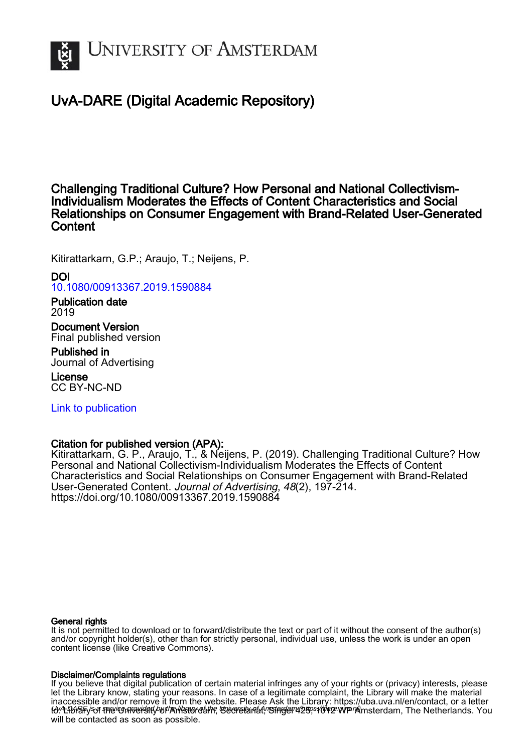# UvA-DARE (Digital Academic Repository)

## Challenging Traditional Culture? How Personal and National Collectivism-Individualism Moderates the Effects of Content Characteristics and Social Relationships on Consumer Engagement with Brand-Related User-Generated Content

Kitirattarkarn, G.P.; Araujo, T.; Neijens, P.

**DOI**
10.1080/00913367.2019.1590884

**Publication date**
2019

**Document Version**
Final published version

**Published in**
Journal of Advertising

**License**
CC BY-NC-ND

Link to publication

**Citation for published version (APA):**
Kitirattarkarn, G. P., Araujo, T., & Neijens, P. (2019). Challenging Traditional Culture? How Personal and National Collectivism-Individualism Moderates the Effects of Content Characteristics and Social Relationships on Consumer Engagement with Brand-Related User-Generated Content. *Journal of Advertising*, *48*(2), 197-214. https://doi.org/10.1080/00913367.2019.1590884

**General rights**
It is not permitted to download or to forward/distribute the text or part of it without the consent of the author(s) and/or copyright holder(s), other than for strictly personal, individual use, unless the work is under an open content license (like Creative Commons).

**Disclaimer/Complaints regulations**
If you believe that digital publication of certain material infringes any of your rights or (privacy) interests, please let the Library know, stating your reasons. In case of a legitimate complaint, the Library will make the material inaccessible and/or remove it from the website. Please Ask the Library: https://uba.uva.nl/en/contact, or a letter to: Library of the University of Amsterdam, Secretariat, Singel 425, 1012 WP Amsterdam, The Netherlands. You will be contacted as soon as possible.

UvA-DARE is a service provided by the library of the University of Amsterdam (https://dare.uva.nl)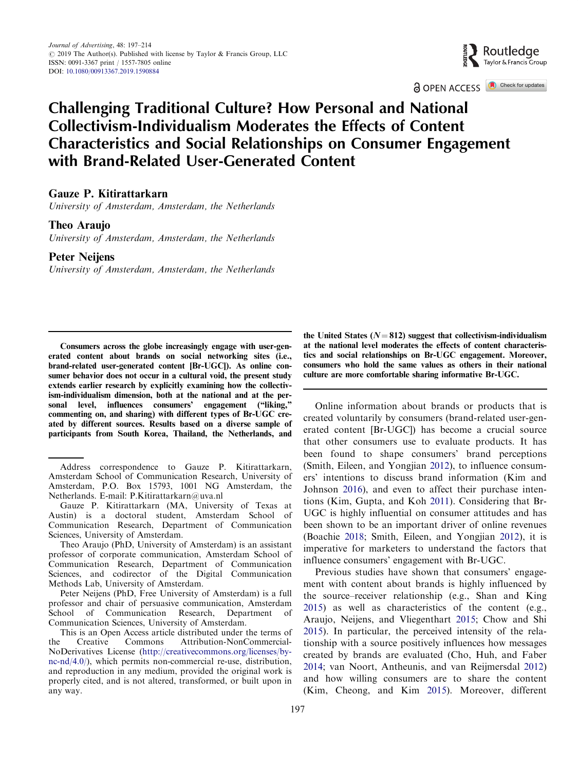# Challenging Traditional Culture? How Personal and National Collectivism-Individualism Moderates the Effects of Content Characteristics and Social Relationships on Consumer Engagement with Brand-Related User-Generated Content

**Gauze P. Kitirattarkarn**
*University of Amsterdam, Amsterdam, the Netherlands*

**Theo Araujo**
*University of Amsterdam, Amsterdam, the Netherlands*

**Peter Neijens**
*University of Amsterdam, Amsterdam, the Netherlands*

**Consumers across the globe increasingly engage with user-generated content about brands on social networking sites (i.e., brand-related user-generated content [Br-UGC]). As online consumer behavior does not occur in a cultural void, the present study extends earlier research by explicitly examining how the collectivism-individualism dimension, both at the national and at the personal level, influences consumers' engagement ("liking," commenting on, and sharing) with different types of Br-UGC created by different sources. Results based on a diverse sample of participants from South Korea, Thailand, the Netherlands, and the United States ($N = 812$) suggest that collectivism-individualism at the national level moderates the effects of content characteristics and social relationships on Br-UGC engagement. Moreover, consumers who hold the same values as others in their national culture are more comfortable sharing informative Br-UGC.**

Address correspondence to Gauze P. Kitirattarkarn, Amsterdam School of Communication Research, University of Amsterdam, P.O. Box 15793, 1001 NG Amsterdam, the Netherlands. E-mail: P.Kitirattarkarn@uva.nl

Gauze P. Kitirattarkarn (MA, University of Texas at Austin) is a doctoral student, Amsterdam School of Communication Research, Department of Communication Sciences, University of Amsterdam.

Theo Araujo (PhD, University of Amsterdam) is an assistant professor of corporate communication, Amsterdam School of Communication Research, Department of Communication Sciences, and codirector of the Digital Communication Methods Lab, University of Amsterdam.

Peter Neijens (PhD, Free University of Amsterdam) is a full professor and chair of persuasive communication, Amsterdam School of Communication Research, Department of Communication Sciences, University of Amsterdam.

This is an Open Access article distributed under the terms of the Creative Commons Attribution-NonCommercial-NoDerivatives License (http://creativecommons.org/licenses/by-nc-nd/4.0/), which permits non-commercial re-use, distribution, and reproduction in any medium, provided the original work is properly cited, and is not altered, transformed, or built upon in any way.

Online information about brands or products that is created voluntarily by consumers (brand-related user-generated content [Br-UGC]) has become a crucial source that other consumers use to evaluate products. It has been found to shape consumers' brand perceptions (Smith, Eileen, and Yongjian 2012), to influence consumers' intentions to discuss brand information (Kim and Johnson 2016), and even to affect their purchase intentions (Kim, Gupta, and Koh 2011). Considering that Br-UGC is highly influential on consumer attitudes and has been shown to be an important driver of online revenues (Boachie 2018; Smith, Eileen, and Yongjian 2012), it is imperative for marketers to understand the factors that influence consumers' engagement with Br-UGC.

Previous studies have shown that consumers' engagement with content about brands is highly influenced by the source–receiver relationship (e.g., Shan and King 2015) as well as characteristics of the content (e.g., Araujo, Neijens, and Vliegenthart 2015; Chow and Shi 2015). In particular, the perceived intensity of the relationship with a source positively influences how messages created by brands are evaluated (Cho, Huh, and Faber 2014; van Noort, Antheunis, and van Reijmersdal 2012) and how willing consumers are to share the content (Kim, Cheong, and Kim 2015). Moreover, different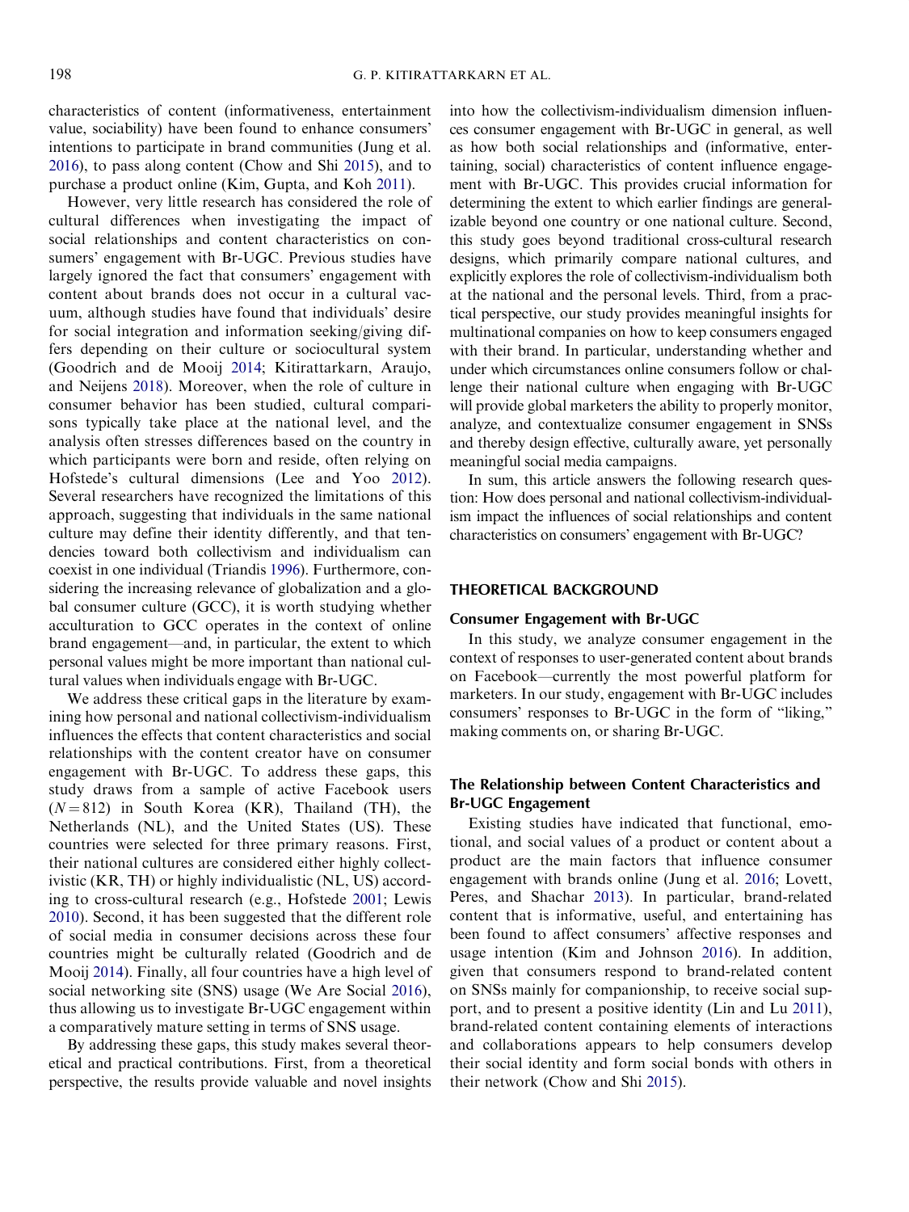characteristics of content (informativeness, entertainment value, sociability) have been found to enhance consumers' intentions to participate in brand communities (Jung et al. 2016), to pass along content (Chow and Shi 2015), and to purchase a product online (Kim, Gupta, and Koh 2011).

However, very little research has considered the role of cultural differences when investigating the impact of social relationships and content characteristics on consumers' engagement with Br-UGC. Previous studies have largely ignored the fact that consumers' engagement with content about brands does not occur in a cultural vacuum, although studies have found that individuals' desire for social integration and information seeking/giving differs depending on their culture or sociocultural system (Goodrich and de Mooij 2014; Kitirattarkarn, Araujo, and Neijens 2018). Moreover, when the role of culture in consumer behavior has been studied, cultural comparisons typically take place at the national level, and the analysis often stresses differences based on the country in which participants were born and reside, often relying on Hofstede's cultural dimensions (Lee and Yoo 2012). Several researchers have recognized the limitations of this approach, suggesting that individuals in the same national culture may define their identity differently, and that tendencies toward both collectivism and individualism can coexist in one individual (Triandis 1996). Furthermore, considering the increasing relevance of globalization and a global consumer culture (GCC), it is worth studying whether acculturation to GCC operates in the context of online brand engagement—and, in particular, the extent to which personal values might be more important than national cultural values when individuals engage with Br-UGC.

We address these critical gaps in the literature by examining how personal and national collectivism-individualism influences the effects that content characteristics and social relationships with the content creator have on consumer engagement with Br-UGC. To address these gaps, this study draws from a sample of active Facebook users ($N = 812$) in South Korea (KR), Thailand (TH), the Netherlands (NL), and the United States (US). These countries were selected for three primary reasons. First, their national cultures are considered either highly collectivistic (KR, TH) or highly individualistic (NL, US) according to cross-cultural research (e.g., Hofstede 2001; Lewis 2010). Second, it has been suggested that the different role of social media in consumer decisions across these four countries might be culturally related (Goodrich and de Mooij 2014). Finally, all four countries have a high level of social networking site (SNS) usage (We Are Social 2016), thus allowing us to investigate Br-UGC engagement within a comparatively mature setting in terms of SNS usage.

By addressing these gaps, this study makes several theoretical and practical contributions. First, from a theoretical perspective, the results provide valuable and novel insights into how the collectivism-individualism dimension influences consumer engagement with Br-UGC in general, as well as how both social relationships and (informative, entertaining, social) characteristics of content influence engagement with Br-UGC. This provides crucial information for determining the extent to which earlier findings are generalizable beyond one country or one national culture. Second, this study goes beyond traditional cross-cultural research designs, which primarily compare national cultures, and explicitly explores the role of collectivism-individualism both at the national and the personal levels. Third, from a practical perspective, our study provides meaningful insights for multinational companies on how to keep consumers engaged with their brand. In particular, understanding whether and under which circumstances online consumers follow or challenge their national culture when engaging with Br-UGC will provide global marketers the ability to properly monitor, analyze, and contextualize consumer engagement in SNSs and thereby design effective, culturally aware, yet personally meaningful social media campaigns.

In sum, this article answers the following research question: How does personal and national collectivism-individualism impact the influences of social relationships and content characteristics on consumers' engagement with Br-UGC?

## THEORETICAL BACKGROUND

### Consumer Engagement with Br-UGC

In this study, we analyze consumer engagement in the context of responses to user-generated content about brands on Facebook—currently the most powerful platform for marketers. In our study, engagement with Br-UGC includes consumers' responses to Br-UGC in the form of "liking," making comments on, or sharing Br-UGC.

### The Relationship between Content Characteristics and Br-UGC Engagement

Existing studies have indicated that functional, emotional, and social values of a product or content about a product are the main factors that influence consumer engagement with brands online (Jung et al. 2016; Lovett, Peres, and Shachar 2013). In particular, brand-related content that is informative, useful, and entertaining has been found to affect consumers' affective responses and usage intention (Kim and Johnson 2016). In addition, given that consumers respond to brand-related content on SNSs mainly for companionship, to receive social support, and to present a positive identity (Lin and Lu 2011), brand-related content containing elements of interactions and collaborations appears to help consumers develop their social identity and form social bonds with others in their network (Chow and Shi 2015).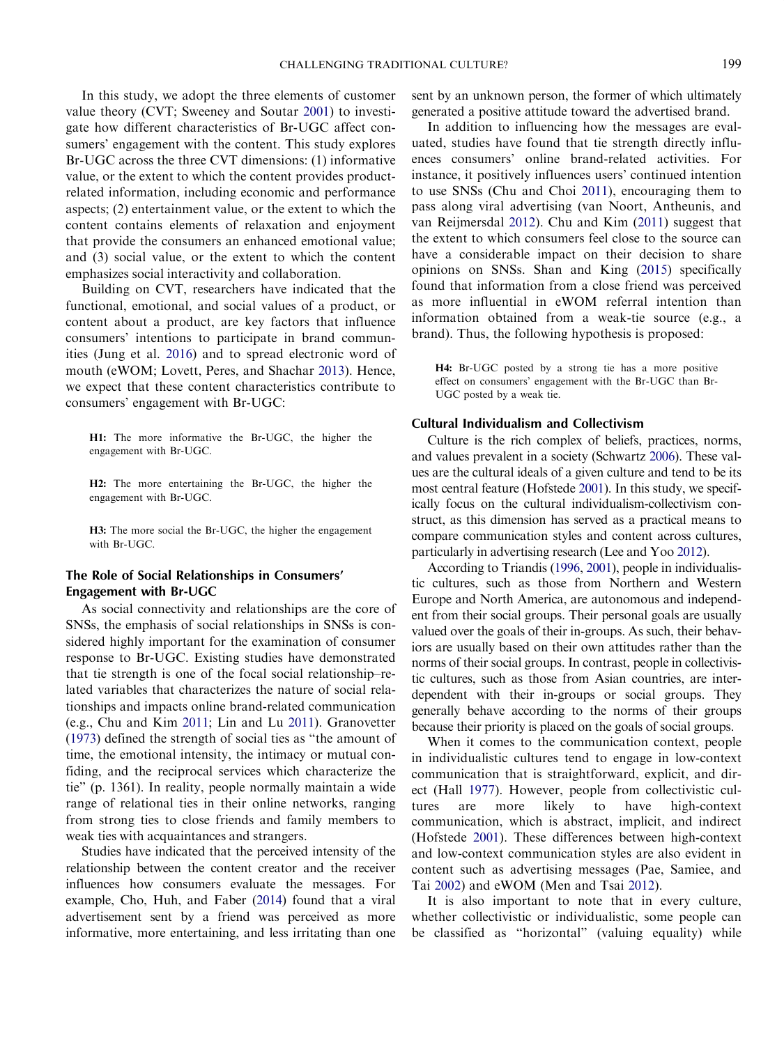In this study, we adopt the three elements of customer value theory (CVT; Sweeney and Soutar 2001) to investigate how different characteristics of Br-UGC affect consumers' engagement with the content. This study explores Br-UGC across the three CVT dimensions: (1) informative value, or the extent to which the content provides product-related information, including economic and performance aspects; (2) entertainment value, or the extent to which the content contains elements of relaxation and enjoyment that provide the consumers an enhanced emotional value; and (3) social value, or the extent to which the content emphasizes social interactivity and collaboration.

Building on CVT, researchers have indicated that the functional, emotional, and social values of a product, or content about a product, are key factors that influence consumers' intentions to participate in brand communities (Jung et al. 2016) and to spread electronic word of mouth (eWOM; Lovett, Peres, and Shachar 2013). Hence, we expect that these content characteristics contribute to consumers' engagement with Br-UGC:

> **H1:** The more informative the Br-UGC, the higher the engagement with Br-UGC.

> **H2:** The more entertaining the Br-UGC, the higher the engagement with Br-UGC.

> **H3:** The more social the Br-UGC, the higher the engagement with Br-UGC.

## The Role of Social Relationships in Consumers' Engagement with Br-UGC

As social connectivity and relationships are the core of SNSs, the emphasis of social relationships in SNSs is considered highly important for the examination of consumer response to Br-UGC. Existing studies have demonstrated that tie strength is one of the focal social relationship–related variables that characterizes the nature of social relationships and impacts online brand-related communication (e.g., Chu and Kim 2011; Lin and Lu 2011). Granovetter (1973) defined the strength of social ties as "the amount of time, the emotional intensity, the intimacy or mutual confiding, and the reciprocal services which characterize the tie" (p. 1361). In reality, people normally maintain a wide range of relational ties in their online networks, ranging from strong ties to close friends and family members to weak ties with acquaintances and strangers.

Studies have indicated that the perceived intensity of the relationship between the content creator and the receiver influences how consumers evaluate the messages. For example, Cho, Huh, and Faber (2014) found that a viral advertisement sent by a friend was perceived as more informative, more entertaining, and less irritating than one sent by an unknown person, the former of which ultimately generated a positive attitude toward the advertised brand.

In addition to influencing how the messages are evaluated, studies have found that tie strength directly influences consumers' online brand-related activities. For instance, it positively influences users' continued intention to use SNSs (Chu and Choi 2011), encouraging them to pass along viral advertising (van Noort, Antheunis, and van Reijmersdal 2012). Chu and Kim (2011) suggest that the extent to which consumers feel close to the source can have a considerable impact on their decision to share opinions on SNSs. Shan and King (2015) specifically found that information from a close friend was perceived as more influential in eWOM referral intention than information obtained from a weak-tie source (e.g., a brand). Thus, the following hypothesis is proposed:

> **H4:** Br-UGC posted by a strong tie has a more positive effect on consumers' engagement with the Br-UGC than Br-UGC posted by a weak tie.

## Cultural Individualism and Collectivism

Culture is the rich complex of beliefs, practices, norms, and values prevalent in a society (Schwartz 2006). These values are the cultural ideals of a given culture and tend to be its most central feature (Hofstede 2001). In this study, we specifically focus on the cultural individualism-collectivism construct, as this dimension has served as a practical means to compare communication styles and content across cultures, particularly in advertising research (Lee and Yoo 2012).

According to Triandis (1996, 2001), people in individualistic cultures, such as those from Northern and Western Europe and North America, are autonomous and independent from their social groups. Their personal goals are usually valued over the goals of their in-groups. As such, their behaviors are usually based on their own attitudes rather than the norms of their social groups. In contrast, people in collectivistic cultures, such as those from Asian countries, are interdependent with their in-groups or social groups. They generally behave according to the norms of their groups because their priority is placed on the goals of social groups.

When it comes to the communication context, people in individualistic cultures tend to engage in low-context communication that is straightforward, explicit, and direct (Hall 1977). However, people from collectivistic cultures are more likely to have high-context communication, which is abstract, implicit, and indirect (Hofstede 2001). These differences between high-context and low-context communication styles are also evident in content such as advertising messages (Pae, Samiee, and Tai 2002) and eWOM (Men and Tsai 2012).

It is also important to note that in every culture, whether collectivistic or individualistic, some people can be classified as "horizontal" (valuing equality) while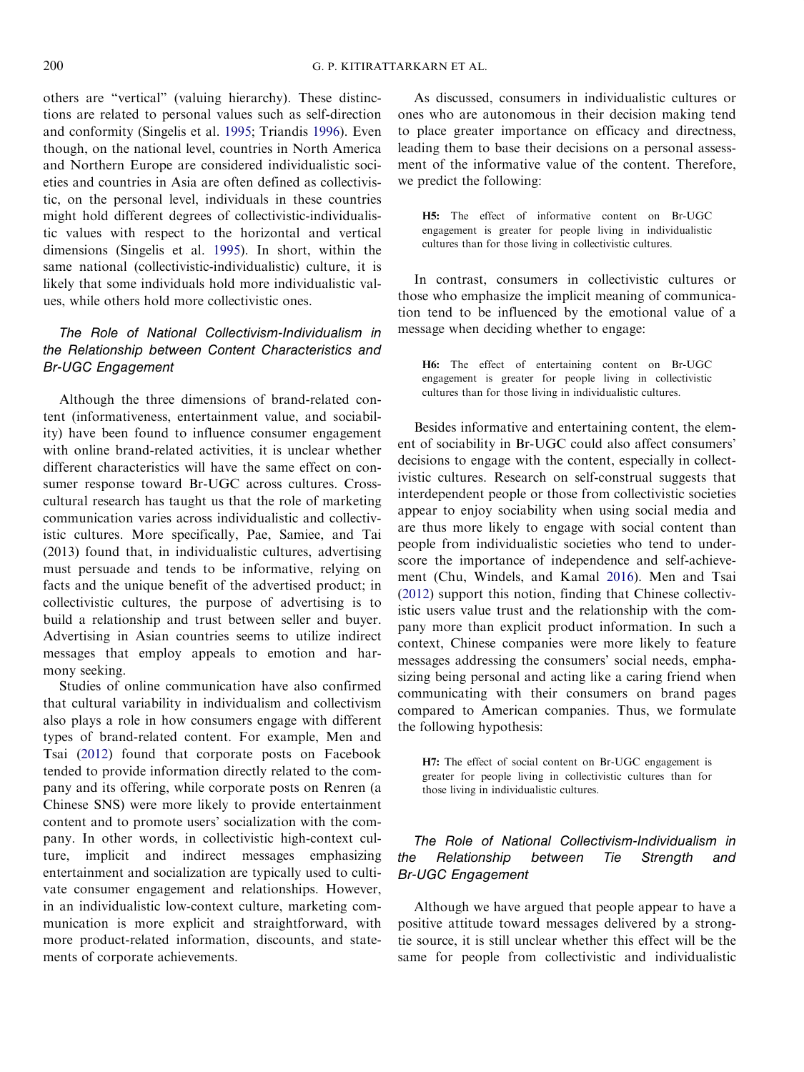others are "vertical" (valuing hierarchy). These distinctions are related to personal values such as self-direction and conformity (Singelis et al. 1995; Triandis 1996). Even though, on the national level, countries in North America and Northern Europe are considered individualistic societies and countries in Asia are often defined as collectivistic, on the personal level, individuals in these countries might hold different degrees of collectivistic-individualistic values with respect to the horizontal and vertical dimensions (Singelis et al. 1995). In short, within the same national (collectivistic-individualistic) culture, it is likely that some individuals hold more individualistic values, while others hold more collectivistic ones.

### *The Role of National Collectivism-Individualism in the Relationship between Content Characteristics and Br-UGC Engagement*

Although the three dimensions of brand-related content (informativeness, entertainment value, and sociability) have been found to influence consumer engagement with online brand-related activities, it is unclear whether different characteristics will have the same effect on consumer response toward Br-UGC across cultures. Cross-cultural research has taught us that the role of marketing communication varies across individualistic and collectivistic cultures. More specifically, Pae, Samiee, and Tai (2013) found that, in individualistic cultures, advertising must persuade and tends to be informative, relying on facts and the unique benefit of the advertised product; in collectivistic cultures, the purpose of advertising is to build a relationship and trust between seller and buyer. Advertising in Asian countries seems to utilize indirect messages that employ appeals to emotion and harmony seeking.

Studies of online communication have also confirmed that cultural variability in individualism and collectivism also plays a role in how consumers engage with different types of brand-related content. For example, Men and Tsai (2012) found that corporate posts on Facebook tended to provide information directly related to the company and its offering, while corporate posts on Renren (a Chinese SNS) were more likely to provide entertainment content and to promote users' socialization with the company. In other words, in collectivistic high-context culture, implicit and indirect messages emphasizing entertainment and socialization are typically used to cultivate consumer engagement and relationships. However, in an individualistic low-context culture, marketing communication is more explicit and straightforward, with more product-related information, discounts, and statements of corporate achievements.

As discussed, consumers in individualistic cultures or ones who are autonomous in their decision making tend to place greater importance on efficacy and directness, leading them to base their decisions on a personal assessment of the informative value of the content. Therefore, we predict the following:

> **H5:** The effect of informative content on Br-UGC engagement is greater for people living in individualistic cultures than for those living in collectivistic cultures.

In contrast, consumers in collectivistic cultures or those who emphasize the implicit meaning of communication tend to be influenced by the emotional value of a message when deciding whether to engage:

> **H6:** The effect of entertaining content on Br-UGC engagement is greater for people living in collectivistic cultures than for those living in individualistic cultures.

Besides informative and entertaining content, the element of sociability in Br-UGC could also affect consumers' decisions to engage with the content, especially in collectivistic cultures. Research on self-construal suggests that interdependent people or those from collectivistic societies appear to enjoy sociability when using social media and are thus more likely to engage with social content than people from individualistic societies who tend to underscore the importance of independence and self-achievement (Chu, Windels, and Kamal 2016). Men and Tsai (2012) support this notion, finding that Chinese collectivistic users value trust and the relationship with the company more than explicit product information. In such a context, Chinese companies were more likely to feature messages addressing the consumers' social needs, emphasizing being personal and acting like a caring friend when communicating with their consumers on brand pages compared to American companies. Thus, we formulate the following hypothesis:

> **H7:** The effect of social content on Br-UGC engagement is greater for people living in collectivistic cultures than for those living in individualistic cultures.

### *The Role of National Collectivism-Individualism in the Relationship between Tie Strength and Br-UGC Engagement*

Although we have argued that people appear to have a positive attitude toward messages delivered by a strong-tie source, it is still unclear whether this effect will be the same for people from collectivistic and individualistic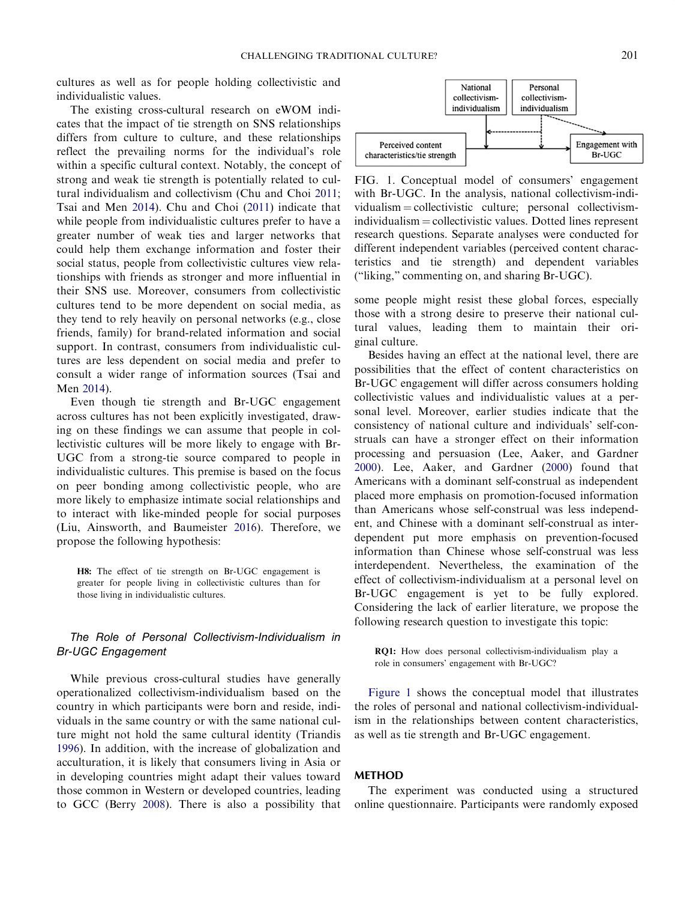cultures as well as for people holding collectivistic and individualistic values.

The existing cross-cultural research on eWOM indicates that the impact of tie strength on SNS relationships differs from culture to culture, and these relationships reflect the prevailing norms for the individual's role within a specific cultural context. Notably, the concept of strong and weak tie strength is potentially related to cultural individualism and collectivism (Chu and Choi 2011; Tsai and Men 2014). Chu and Choi (2011) indicate that while people from individualistic cultures prefer to have a greater number of weak ties and larger networks that could help them exchange information and foster their social status, people from collectivistic cultures view relationships with friends as stronger and more influential in their SNS use. Moreover, consumers from collectivistic cultures tend to be more dependent on social media, as they tend to rely heavily on personal networks (e.g., close friends, family) for brand-related information and social support. In contrast, consumers from individualistic cultures are less dependent on social media and prefer to consult a wider range of information sources (Tsai and Men 2014).

Even though tie strength and Br-UGC engagement across cultures has not been explicitly investigated, drawing on these findings we can assume that people in collectivistic cultures will be more likely to engage with Br-UGC from a strong-tie source compared to people in individualistic cultures. This premise is based on the focus on peer bonding among collectivistic people, who are more likely to emphasize intimate social relationships and to interact with like-minded people for social purposes (Liu, Ainsworth, and Baumeister 2016). Therefore, we propose the following hypothesis:

> **H8:** The effect of tie strength on Br-UGC engagement is greater for people living in collectivistic cultures than for those living in individualistic cultures.

### *The Role of Personal Collectivism-Individualism in Br-UGC Engagement*

While previous cross-cultural studies have generally operationalized collectivism-individualism based on the country in which participants were born and reside, individuals in the same country or with the same national culture might not hold the same cultural identity (Triandis 1996). In addition, with the increase of globalization and acculturation, it is likely that consumers living in Asia or in developing countries might adapt their values toward those common in Western or developed countries, leading to GCC (Berry 2008). There is also a possibility that some people might resist these global forces, especially those with a strong desire to preserve their national cultural values, leading them to maintain their original culture.

National collectivism-individualism

Personal collectivism-individualism

Perceived content characteristics/tie strength

Engagement with Br-UGC

FIG. 1. Conceptual model of consumers' engagement with Br-UGC. In the analysis, national collectivism-individualism = collectivistic culture; personal collectivism-individualism = collectivistic values. Dotted lines represent research questions. Separate analyses were conducted for different independent variables (perceived content characteristics and tie strength) and dependent variables ("liking," commenting on, and sharing Br-UGC).

Besides having an effect at the national level, there are possibilities that the effect of content characteristics on Br-UGC engagement will differ across consumers holding collectivistic values and individualistic values at a personal level. Moreover, earlier studies indicate that the consistency of national culture and individuals' self-construals can have a stronger effect on their information processing and persuasion (Lee, Aaker, and Gardner 2000). Lee, Aaker, and Gardner (2000) found that Americans with a dominant self-construal as independent placed more emphasis on promotion-focused information than Americans whose self-construal was less independent, and Chinese with a dominant self-construal as interdependent put more emphasis on prevention-focused information than Chinese whose self-construal was less interdependent. Nevertheless, the examination of the effect of collectivism-individualism at a personal level on Br-UGC engagement is yet to be fully explored. Considering the lack of earlier literature, we propose the following research question to investigate this topic:

> **RQ1:** How does personal collectivism-individualism play a role in consumers' engagement with Br-UGC?

Figure 1 shows the conceptual model that illustrates the roles of personal and national collectivism-individualism in the relationships between content characteristics, as well as tie strength and Br-UGC engagement.

## METHOD

The experiment was conducted using a structured online questionnaire. Participants were randomly exposed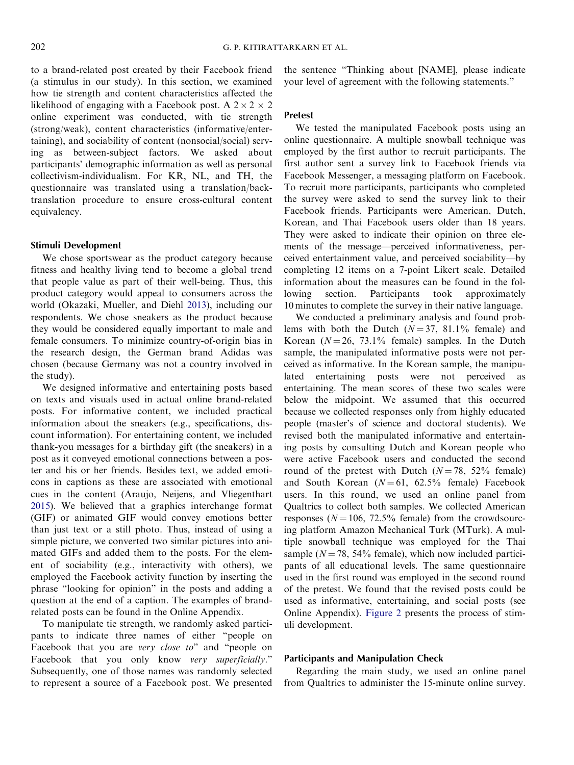to a brand-related post created by their Facebook friend (a stimulus in our study). In this section, we examined how tie strength and content characteristics affected the likelihood of engaging with a Facebook post. A $2 \times 2 \times 2$ online experiment was conducted, with tie strength (strong/weak), content characteristics (informative/entertaining), and sociability of content (nonsocial/social) serving as between-subject factors. We asked about participants' demographic information as well as personal collectivism-individualism. For KR, NL, and TH, the questionnaire was translated using a translation/back-translation procedure to ensure cross-cultural content equivalency.

### Stimuli Development

We chose sportswear as the product category because fitness and healthy living tend to become a global trend that people value as part of their well-being. Thus, this product category would appeal to consumers across the world (Okazaki, Mueller, and Diehl 2013), including our respondents. We chose sneakers as the product because they would be considered equally important to male and female consumers. To minimize country-of-origin bias in the research design, the German brand Adidas was chosen (because Germany was not a country involved in the study).

We designed informative and entertaining posts based on texts and visuals used in actual online brand-related posts. For informative content, we included practical information about the sneakers (e.g., specifications, discount information). For entertaining content, we included thank-you messages for a birthday gift (the sneakers) in a post as it conveyed emotional connections between a poster and his or her friends. Besides text, we added emoticons in captions as these are associated with emotional cues in the content (Araujo, Neijens, and Vliegenthart 2015). We believed that a graphics interchange format (GIF) or animated GIF would convey emotions better than just text or a still photo. Thus, instead of using a simple picture, we converted two similar pictures into animated GIFs and added them to the posts. For the element of sociability (e.g., interactivity with others), we employed the Facebook activity function by inserting the phrase "looking for opinion" in the posts and adding a question at the end of a caption. The examples of brand-related posts can be found in the Online Appendix.

To manipulate tie strength, we randomly asked participants to indicate three names of either "people on Facebook that you are *very close to*" and "people on Facebook that you only know *very superficially*." Subsequently, one of those names was randomly selected to represent a source of a Facebook post. We presented the sentence "Thinking about [NAME], please indicate your level of agreement with the following statements."

### Pretest

We tested the manipulated Facebook posts using an online questionnaire. A multiple snowball technique was employed by the first author to recruit participants. The first author sent a survey link to Facebook friends via Facebook Messenger, a messaging platform on Facebook. To recruit more participants, participants who completed the survey were asked to send the survey link to their Facebook friends. Participants were American, Dutch, Korean, and Thai Facebook users older than 18 years. They were asked to indicate their opinion on three elements of the message—perceived informativeness, perceived entertainment value, and perceived sociability—by completing 12 items on a 7-point Likert scale. Detailed information about the measures can be found in the following section. Participants took approximately 10 minutes to complete the survey in their native language.

We conducted a preliminary analysis and found problems with both the Dutch ($N = 37$, 81.1% female) and Korean ($N = 26$, 73.1% female) samples. In the Dutch sample, the manipulated informative posts were not perceived as informative. In the Korean sample, the manipulated entertaining posts were not perceived as entertaining. The mean scores of these two scales were below the midpoint. We assumed that this occurred because we collected responses only from highly educated people (master's of science and doctoral students). We revised both the manipulated informative and entertaining posts by consulting Dutch and Korean people who were active Facebook users and conducted the second round of the pretest with Dutch ($N = 78$, 52% female) and South Korean ($N = 61$, 62.5% female) Facebook users. In this round, we used an online panel from Qualtrics to collect both samples. We collected American responses ($N = 106$, 72.5% female) from the crowdsourcing platform Amazon Mechanical Turk (MTurk). A multiple snowball technique was employed for the Thai sample ($N = 78$, 54% female), which now included participants of all educational levels. The same questionnaire used in the first round was employed in the second round of the pretest. We found that the revised posts could be used as informative, entertaining, and social posts (see Online Appendix). Figure 2 presents the process of stimuli development.

### Participants and Manipulation Check

Regarding the main study, we used an online panel from Qualtrics to administer the 15-minute online survey.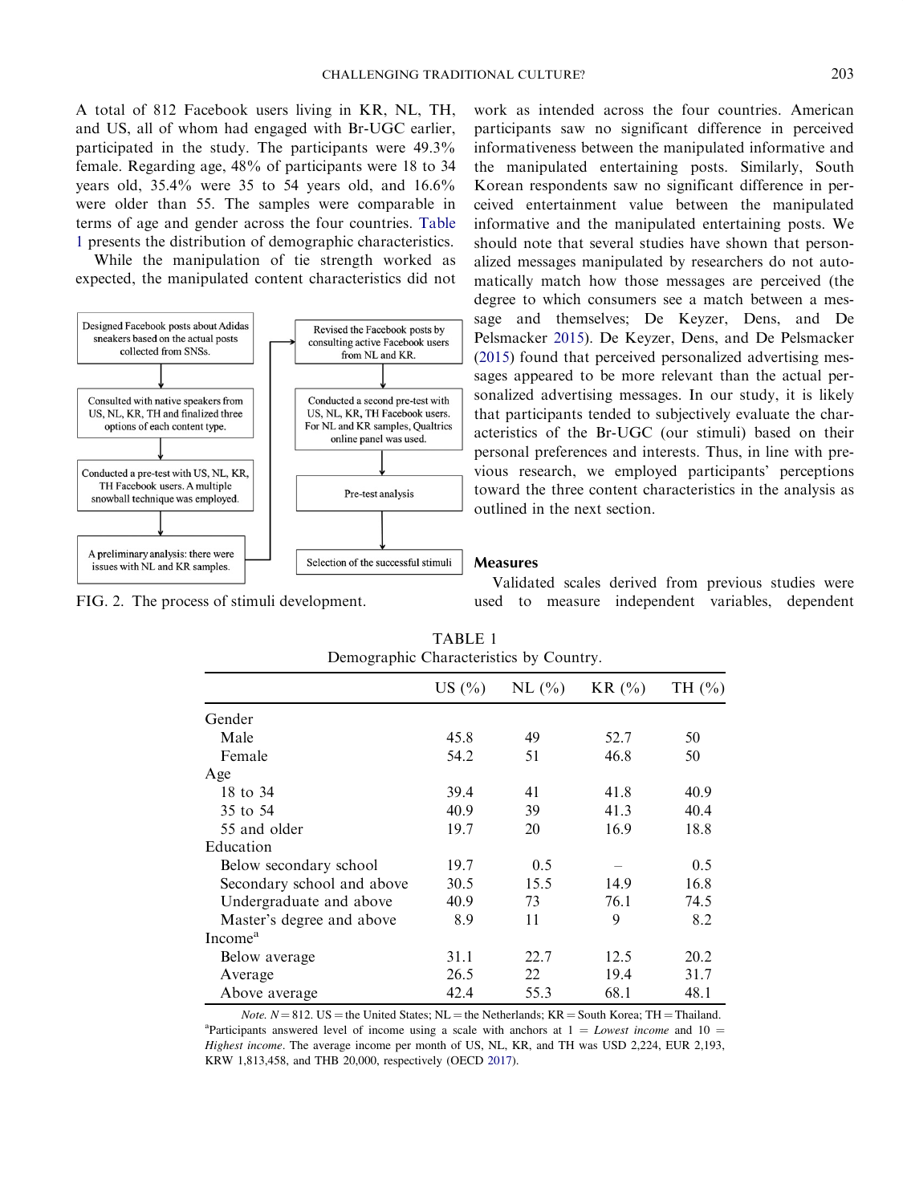A total of 812 Facebook users living in KR, NL, TH, and US, all of whom had engaged with Br-UGC earlier, participated in the study. The participants were 49.3% female. Regarding age, 48% of participants were 18 to 34 years old, 35.4% were 35 to 54 years old, and 16.6% were older than 55. The samples were comparable in terms of age and gender across the four countries. Table 1 presents the distribution of demographic characteristics.

While the manipulation of tie strength worked as expected, the manipulated content characteristics did not work as intended across the four countries. American participants saw no significant difference in perceived informativeness between the manipulated informative and the manipulated entertaining posts. Similarly, South Korean respondents saw no significant difference in perceived entertainment value between the manipulated informative and the manipulated entertaining posts. We should note that several studies have shown that personalized messages manipulated by researchers do not automatically match how those messages are perceived (the degree to which consumers see a match between a message and themselves; De Keyzer, Dens, and De Pelsmacker 2015). De Keyzer, Dens, and De Pelsmacker (2015) found that perceived personalized advertising messages appeared to be more relevant than the actual personalized advertising messages. In our study, it is likely that participants tended to subjectively evaluate the characteristics of the Br-UGC (our stimuli) based on their personal preferences and interests. Thus, in line with previous research, we employed participants' perceptions toward the three content characteristics in the analysis as outlined in the next section.

- Designed Facebook posts about Adidas sneakers based on the actual posts collected from SNSs.
- Consulted with native speakers from US, NL, KR, TH and finalized three options of each content type.
- Conducted a pre-test with US, NL, KR, TH Facebook users. A multiple snowball technique was employed.
- A preliminary analysis: there were issues with NL and KR samples.
- Revised the Facebook posts by consulting active Facebook users from NL and KR.
- Conducted a second pre-test with US, NL, KR, TH Facebook users. For NL and KR samples, Qualtrics online panel was used.
- Pre-test analysis
- Selection of the successful stimuli

FIG. 2. The process of stimuli development.

## Measures

Validated scales derived from previous studies were used to measure independent variables, dependent

TABLE 1
Demographic Characteristics by Country.

| | US (%) | NL (%) | KR (%) | TH (%) |
|---|---|---|---|---|
| Gender | | | | |
| Male | 45.8 | 49 | 52.7 | 50 |
| Female | 54.2 | 51 | 46.8 | 50 |
| Age | | | | |
| 18 to 34 | 39.4 | 41 | 41.8 | 40.9 |
| 35 to 54 | 40.9 | 39 | 41.3 | 40.4 |
| 55 and older | 19.7 | 20 | 16.9 | 18.8 |
| Education | | | | |
| Below secondary school | 19.7 | 0.5 | – | 0.5 |
| Secondary school and above | 30.5 | 15.5 | 14.9 | 16.8 |
| Undergraduate and above | 40.9 | 73 | 76.1 | 74.5 |
| Master's degree and above | 8.9 | 11 | 9 | 8.2 |
| Income[a] | | | | |
| Below average | 31.1 | 22.7 | 12.5 | 20.2 |
| Average | 26.5 | 22 | 19.4 | 31.7 |
| Above average | 42.4 | 55.3 | 68.1 | 48.1 |

*Note.* $N = 812$. US = the United States; NL = the Netherlands; KR = South Korea; TH = Thailand.
[a]Participants answered level of income using a scale with anchors at 1 = *Lowest income* and 10 = *Highest income*. The average income per month of US, NL, KR, and TH was USD 2,224, EUR 2,193, KRW 1,813,458, and THB 20,000, respectively (OECD 2017).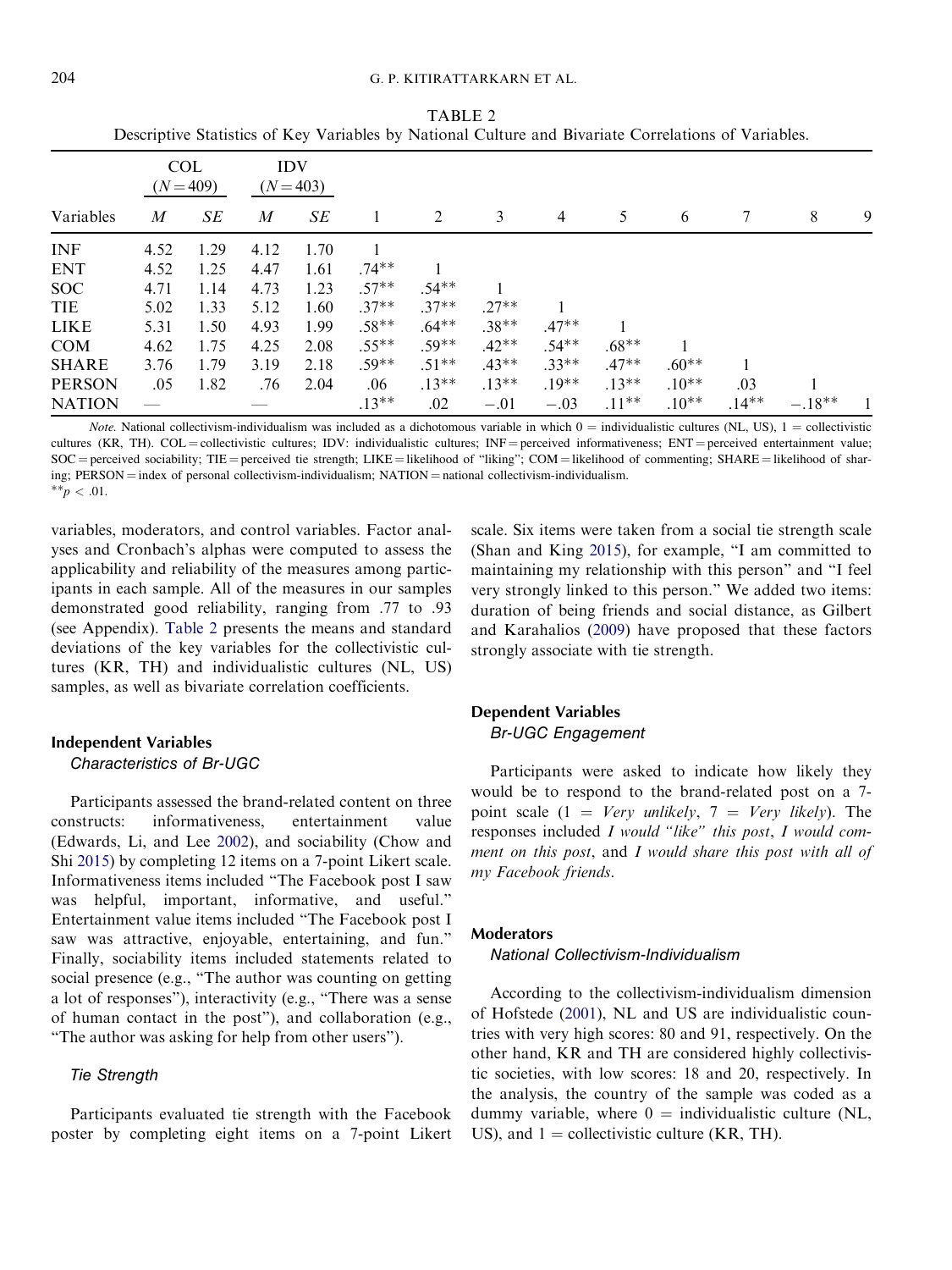TABLE 2
Descriptive Statistics of Key Variables by National Culture and Bivariate Correlations of Variables.

| | COL ($N = 409$) | | IDV ($N = 403$) | | | | | | | | | | |
|---|---|---|---|---|---|---|---|---|---|---|---|---|---|
| Variables | *M* | *SE* | *M* | *SE* | 1 | 2 | 3 | 4 | 5 | 6 | 7 | 8 | 9 |
| INF | 4.52 | 1.29 | 4.12 | 1.70 | 1 | | | | | | | | |
| ENT | 4.52 | 1.25 | 4.47 | 1.61 | .74** | 1 | | | | | | | |
| SOC | 4.71 | 1.14 | 4.73 | 1.23 | .57** | .54** | 1 | | | | | | |
| TIE | 5.02 | 1.33 | 5.12 | 1.60 | .37** | .37** | .27** | 1 | | | | | |
| LIKE | 5.31 | 1.50 | 4.93 | 1.99 | .58** | .64** | .38** | .47** | 1 | | | | |
| COM | 4.62 | 1.75 | 4.25 | 2.08 | .55** | .59** | .42** | .54** | .68** | 1 | | | |
| SHARE | 3.76 | 1.79 | 3.19 | 2.18 | .59** | .51** | .43** | .33** | .47** | .60** | 1 | | |
| PERSON | .05 | 1.82 | .76 | 2.04 | .06 | .13** | .13** | .19** | .13** | .10** | .03 | 1 | |
| NATION | — | | — | | .13** | .02 | −.01 | −.03 | .11** | .10** | .14** | −.18** | 1 |

*Note.* National collectivism-individualism was included as a dichotomous variable in which 0 = individualistic cultures (NL, US), 1 = collectivistic cultures (KR, TH). COL = collectivistic cultures; IDV: individualistic cultures; INF = perceived informativeness; ENT = perceived entertainment value; SOC = perceived sociability; TIE = perceived tie strength; LIKE = likelihood of "liking"; COM = likelihood of commenting; SHARE = likelihood of sharing; PERSON = index of personal collectivism-individualism; NATION = national collectivism-individualism.
$^{**}p < .01$.

variables, moderators, and control variables. Factor analyses and Cronbach's alphas were computed to assess the applicability and reliability of the measures among participants in each sample. All of the measures in our samples demonstrated good reliability, ranging from .77 to .93 (see Appendix). Table 2 presents the means and standard deviations of the key variables for the collectivistic cultures (KR, TH) and individualistic cultures (NL, US) samples, as well as bivariate correlation coefficients.

## Independent Variables

### Characteristics of Br-UGC

Participants assessed the brand-related content on three constructs: informativeness, entertainment value (Edwards, Li, and Lee 2002), and sociability (Chow and Shi 2015) by completing 12 items on a 7-point Likert scale. Informativeness items included "The Facebook post I saw was helpful, important, informative, and useful." Entertainment value items included "The Facebook post I saw was attractive, enjoyable, entertaining, and fun." Finally, sociability items included statements related to social presence (e.g., "The author was counting on getting a lot of responses"), interactivity (e.g., "There was a sense of human contact in the post"), and collaboration (e.g., "The author was asking for help from other users").

### Tie Strength

Participants evaluated tie strength with the Facebook poster by completing eight items on a 7-point Likert scale. Six items were taken from a social tie strength scale (Shan and King 2015), for example, "I am committed to maintaining my relationship with this person" and "I feel very strongly linked to this person." We added two items: duration of being friends and social distance, as Gilbert and Karahalios (2009) have proposed that these factors strongly associate with tie strength.

## Dependent Variables

### Br-UGC Engagement

Participants were asked to indicate how likely they would be to respond to the brand-related post on a 7-point scale (1 = *Very unlikely*, 7 = *Very likely*). The responses included *I would "like" this post*, *I would comment on this post*, and *I would share this post with all of my Facebook friends*.

## Moderators

### National Collectivism-Individualism

According to the collectivism-individualism dimension of Hofstede (2001), NL and US are individualistic countries with very high scores: 80 and 91, respectively. On the other hand, KR and TH are considered highly collectivistic societies, with low scores: 18 and 20, respectively. In the analysis, the country of the sample was coded as a dummy variable, where 0 = individualistic culture (NL, US), and 1 = collectivistic culture (KR, TH).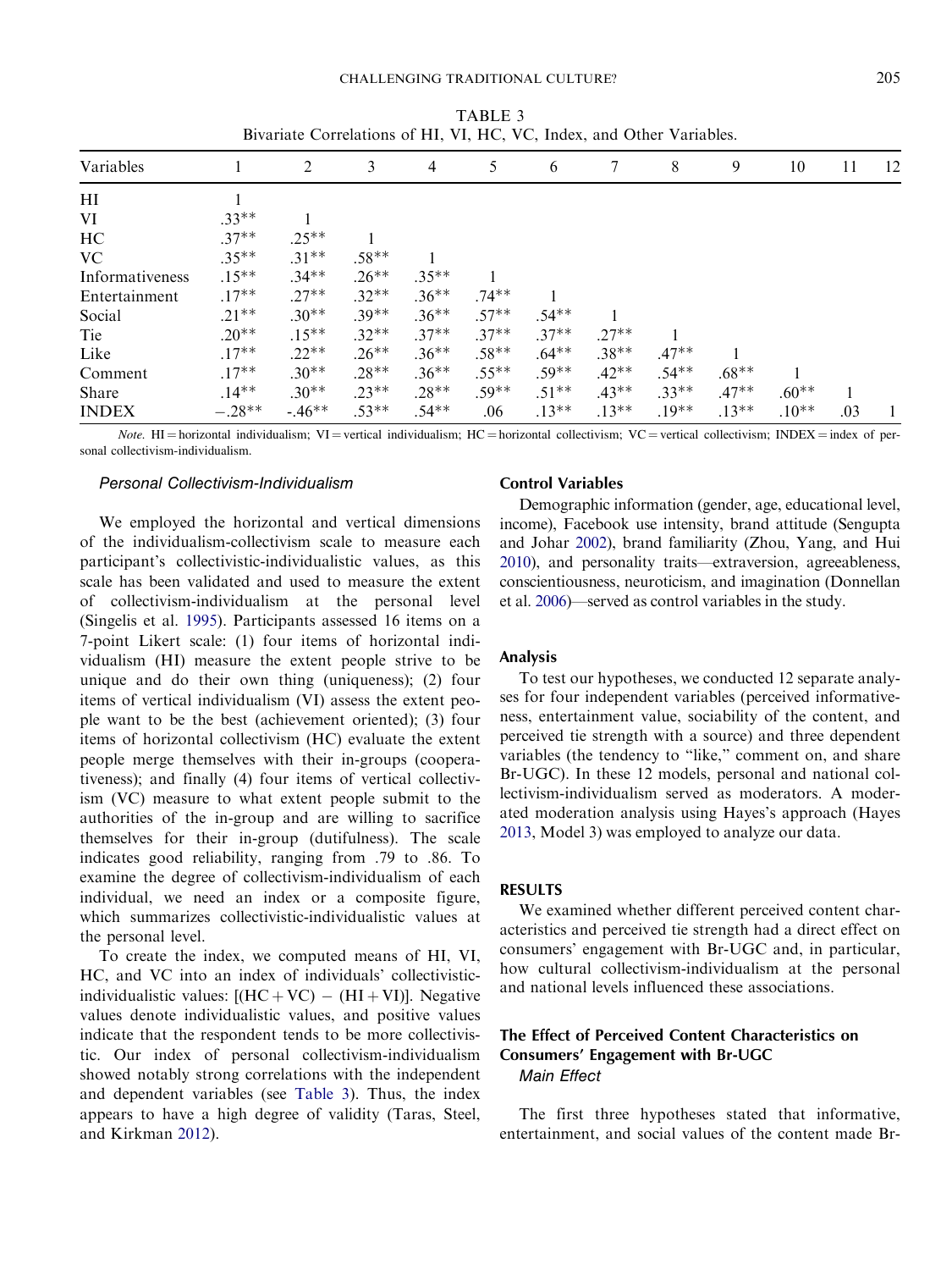TABLE 3
Bivariate Correlations of HI, VI, HC, VC, Index, and Other Variables.

| Variables | 1 | 2 | 3 | 4 | 5 | 6 | 7 | 8 | 9 | 10 | 11 | 12 |
|---|---|---|---|---|---|---|---|---|---|---|---|---|
| HI | 1 | | | | | | | | | | | |
| VI | .33** | 1 | | | | | | | | | | |
| HC | .37** | .25** | 1 | | | | | | | | | |
| VC | .35** | .31** | .58** | 1 | | | | | | | | |
| Informativeness | .15** | .34** | .26** | .35** | 1 | | | | | | | |
| Entertainment | .17** | .27** | .32** | .36** | .74** | 1 | | | | | | |
| Social | .21** | .30** | .39** | .36** | .57** | .54** | 1 | | | | | |
| Tie | .20** | .15** | .32** | .37** | .37** | .37** | .27** | 1 | | | | |
| Like | .17** | .22** | .26** | .36** | .58** | .64** | .38** | .47** | 1 | | | |
| Comment | .17** | .30** | .28** | .36** | .55** | .59** | .42** | .54** | .68** | 1 | | |
| Share | .14** | .30** | .23** | .28** | .59** | .51** | .43** | .33** | .47** | .60** | 1 | |
| INDEX | −.28** | -.46** | .53** | .54** | .06 | .13** | .13** | .19** | .13** | .10** | .03 | 1 |

*Note.* HI = horizontal individualism; VI = vertical individualism; HC = horizontal collectivism; VC = vertical collectivism; INDEX = index of personal collectivism-individualism.

### *Personal Collectivism-Individualism*

We employed the horizontal and vertical dimensions of the individualism-collectivism scale to measure each participant's collectivistic-individualistic values, as this scale has been validated and used to measure the extent of collectivism-individualism at the personal level (Singelis et al. 1995). Participants assessed 16 items on a 7-point Likert scale: (1) four items of horizontal individualism (HI) measure the extent people strive to be unique and do their own thing (uniqueness); (2) four items of vertical individualism (VI) assess the extent people want to be the best (achievement oriented); (3) four items of horizontal collectivism (HC) evaluate the extent people merge themselves with their in-groups (cooperativeness); and finally (4) four items of vertical collectivism (VC) measure to what extent people submit to the authorities of the in-group and are willing to sacrifice themselves for their in-group (dutifulness). The scale indicates good reliability, ranging from .79 to .86. To examine the degree of collectivism-individualism of each individual, we need an index or a composite figure, which summarizes collectivistic-individualistic values at the personal level.

To create the index, we computed means of HI, VI, HC, and VC into an index of individuals' collectivistic-individualistic values: $[(HC + VC) - (HI + VI)]$. Negative values denote individualistic values, and positive values indicate that the respondent tends to be more collectivistic. Our index of personal collectivism-individualism showed notably strong correlations with the independent and dependent variables (see Table 3). Thus, the index appears to have a high degree of validity (Taras, Steel, and Kirkman 2012).

### Control Variables

Demographic information (gender, age, educational level, income), Facebook use intensity, brand attitude (Sengupta and Johar 2002), brand familiarity (Zhou, Yang, and Hui 2010), and personality traits—extraversion, agreeableness, conscientiousness, neuroticism, and imagination (Donnellan et al. 2006)—served as control variables in the study.

### Analysis

To test our hypotheses, we conducted 12 separate analyses for four independent variables (perceived informativeness, entertainment value, sociability of the content, and perceived tie strength with a source) and three dependent variables (the tendency to "like," comment on, and share Br-UGC). In these 12 models, personal and national collectivism-individualism served as moderators. A moderated moderation analysis using Hayes's approach (Hayes 2013, Model 3) was employed to analyze our data.

## RESULTS

We examined whether different perceived content characteristics and perceived tie strength had a direct effect on consumers' engagement with Br-UGC and, in particular, how cultural collectivism-individualism at the personal and national levels influenced these associations.

### The Effect of Perceived Content Characteristics on Consumers' Engagement with Br-UGC

#### *Main Effect*

The first three hypotheses stated that informative, entertainment, and social values of the content made Br-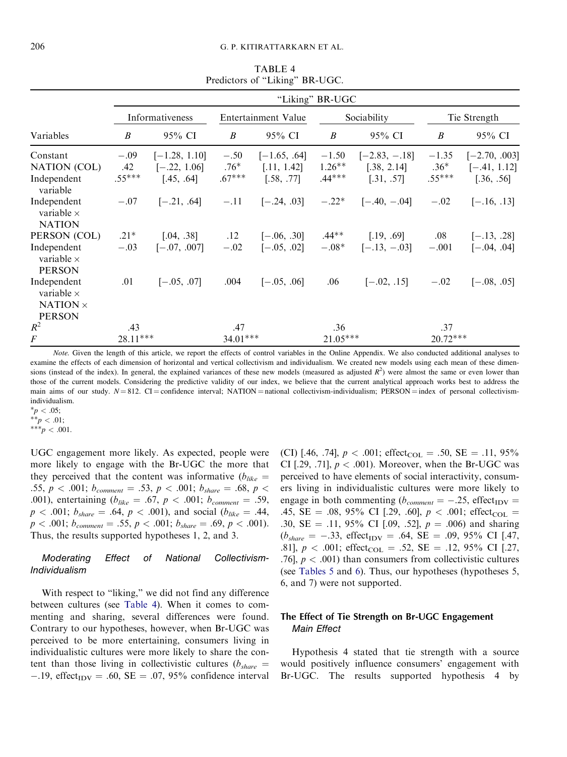TABLE 4
Predictors of "Liking" BR-UGC.

| Variables | "Liking" BR-UGC | | | | | | | |
|---|---|---|---|---|---|---|---|---|
| | Informativeness | | Entertainment Value | | Sociability | | Tie Strength | |
| | *B* | 95% CI | *B* | 95% CI | *B* | 95% CI | *B* | 95% CI |
| Constant | −.09 | [−1.28, 1.10] | −.50 | [−1.65, .64] | −1.50 | [−2.83, −.18] | −1.35 | [−2.70, .003] |
| NATION (COL) | .42 | [−.22, 1.06] | .76* | [.11, 1.42] | 1.26** | [.38, 2.14] | .36* | [−.41, 1.12] |
| Independent variable | .55*** | [.45, .64] | .67*** | [.58, .77] | .44*** | [.31, .57] | .55*** | [.36, .56] |
| Independent variable × NATION | −.07 | [−.21, .64] | −.11 | [−.24, .03] | −.22* | [−.40, −.04] | −.02 | [−.16, .13] |
| PERSON (COL) | .21* | [.04, .38] | .12 | [−.06, .30] | .44** | [.19, .69] | .08 | [−.13, .28] |
| Independent variable × PERSON | −.03 | [−.07, .007] | −.02 | [−.05, .02] | −.08* | [−.13, −.03] | −.001 | [−.04, .04] |
| Independent variable × NATION × PERSON | .01 | [−.05, .07] | .004 | [−.05, .06] | .06 | [−.02, .15] | −.02 | [−.08, .05] |
| $R^2$ | .43 | | .47 | | .36 | | .37 | |
| *F* | 28.11*** | | 34.01*** | | 21.05*** | | 20.72*** | |

*Note.* Given the length of this article, we report the effects of control variables in the Online Appendix. We also conducted additional analyses to examine the effects of each dimension of horizontal and vertical collectivism and individualism. We created new models using each mean of these dimensions (instead of the index). In general, the explained variances of these new models (measured as adjusted $R^2$) were almost the same or even lower than those of the current models. Considering the predictive validity of our index, we believe that the current analytical approach works best to address the main aims of our study. $N = 812$. CI = confidence interval; NATION = national collectivism-individualism; PERSON = index of personal collectivism-individualism.
*$p < .05$;
**$p < .01$;
***$p < .001$.

UGC engagement more likely. As expected, people were more likely to engage with the Br-UGC the more that they perceived that the content was informative ($b_{like} = .55$, $p < .001$; $b_{comment} = .53$, $p < .001$; $b_{share} = .68$, $p < .001$), entertaining ($b_{like} = .67$, $p < .001$; $b_{comment} = .59$, $p < .001$; $b_{share} = .64$, $p < .001$), and social ($b_{like} = .44$, $p < .001$; $b_{comment} = .55$, $p < .001$; $b_{share} = .69$, $p < .001$). Thus, the results supported hypotheses 1, 2, and 3.

### *Moderating Effect of National Collectivism-Individualism*

With respect to "liking," we did not find any difference between cultures (see Table 4). When it comes to commenting and sharing, several differences were found. Contrary to our hypotheses, however, when Br-UGC was perceived to be more entertaining, consumers living in individualistic cultures were more likely to share the content than those living in collectivistic cultures ($b_{share} = -.19$, $\text{effect}_{IDV} = .60$, SE = .07, 95% confidence interval (CI) [.46, .74], $p < .001$; $\text{effect}_{COL} = .50$, SE = .11, 95% CI [.29, .71], $p < .001$). Moreover, when the Br-UGC was perceived to have elements of social interactivity, consumers living in individualistic cultures were more likely to engage in both commenting ($b_{comment} = -.25$, $\text{effect}_{IDV} = .45$, SE = .08, 95% CI [.29, .60], $p < .001$; $\text{effect}_{COL} = .30$, SE = .11, 95% CI [.09, .52], $p = .006$) and sharing ($b_{share} = -.33$, $\text{effect}_{IDV} = .64$, SE = .09, 95% CI [.47, .81], $p < .001$; $\text{effect}_{COL} = .52$, SE = .12, 95% CI [.27, .76], $p < .001$) than consumers from collectivistic cultures (see Tables 5 and 6). Thus, our hypotheses (hypotheses 5, 6, and 7) were not supported.

## The Effect of Tie Strength on Br-UGC Engagement

### *Main Effect*

Hypothesis 4 stated that tie strength with a source would positively influence consumers' engagement with Br-UGC. The results supported hypothesis 4 by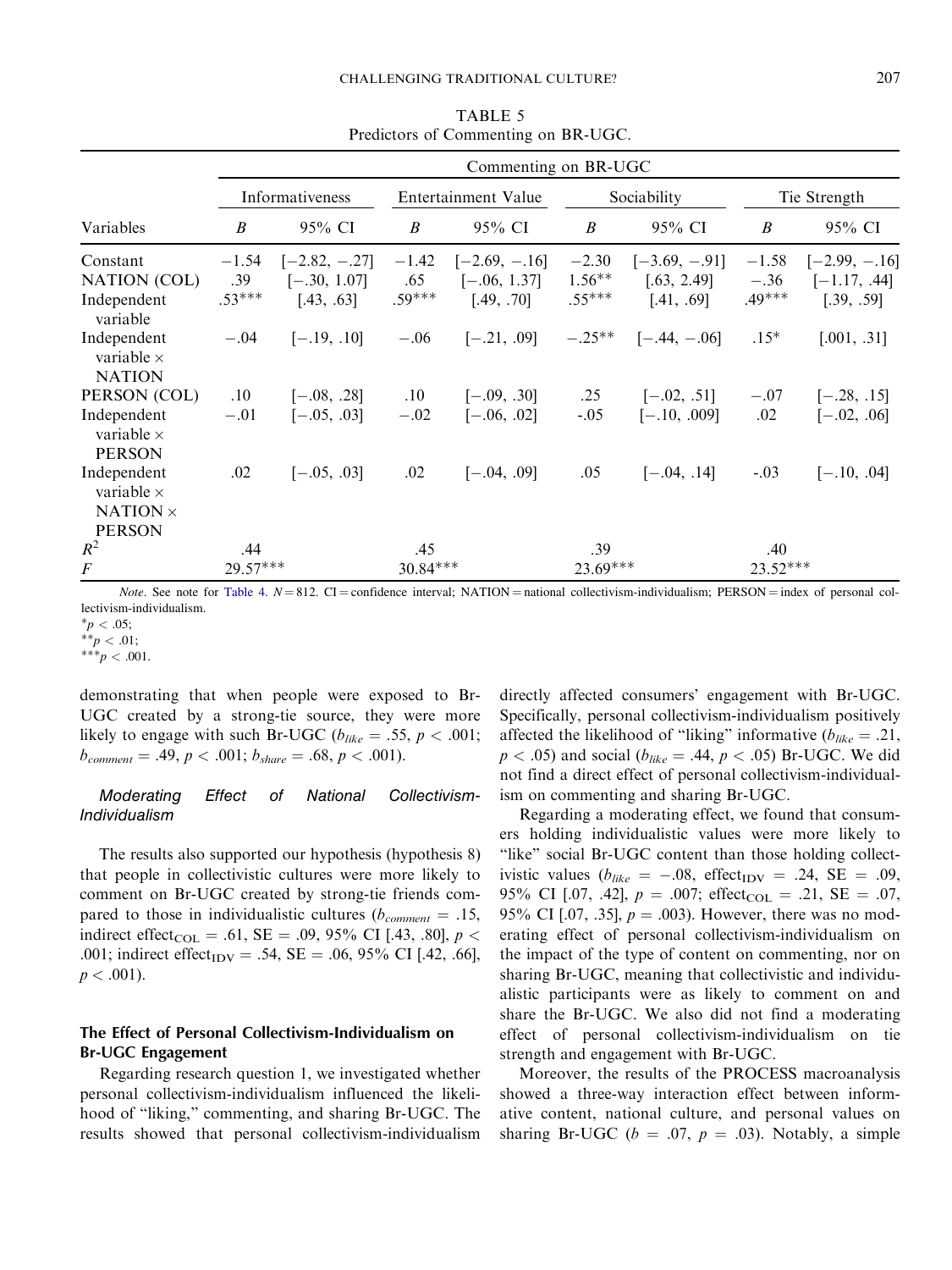TABLE 5
Predictors of Commenting on BR-UGC.

| Variables | Commenting on BR-UGC | | | | | | | |
|---|---|---|---|---|---|---|---|---|
| | Informativeness | | Entertainment Value | | Sociability | | Tie Strength | |
| | *B* | 95% CI | *B* | 95% CI | *B* | 95% CI | *B* | 95% CI |
| Constant | −1.54 | [−2.82, −.27] | −1.42 | [−2.69, −.16] | −2.30 | [−3.69, −.91] | −1.58 | [−2.99, −.16] |
| NATION (COL) | .39 | [−.30, 1.07] | .65 | [−.06, 1.37] | 1.56** | [.63, 2.49] | −.36 | [−1.17, .44] |
| Independent variable | .53*** | [.43, .63] | .59*** | [.49, .70] | .55*** | [.41, .69] | .49*** | [.39, .59] |
| Independent variable × NATION | −.04 | [−.19, .10] | −.06 | [−.21, .09] | −.25** | [−.44, −.06] | .15* | [.001, .31] |
| PERSON (COL) | .10 | [−.08, .28] | .10 | [−.09, .30] | .25 | [−.02, .51] | −.07 | [−.28, .15] |
| Independent variable × PERSON | −.01 | [−.05, .03] | −.02 | [−.06, .02] | -.05 | [−.10, .009] | .02 | [−.02, .06] |
| Independent variable × NATION × PERSON | .02 | [−.05, .03] | .02 | [−.04, .09] | .05 | [−.04, .14] | -.03 | [−.10, .04] |
| $R^2$ | .44 | | .45 | | .39 | | .40 | |
| *F* | 29.57*** | | 30.84*** | | 23.69*** | | 23.52*** | |

*Note*. See note for Table 4. $N = 812$. CI = confidence interval; NATION = national collectivism-individualism; PERSON = index of personal collectivism-individualism.
*$p < .05$;
**$p < .01$;
***$p < .001$.

demonstrating that when people were exposed to Br-UGC created by a strong-tie source, they were more likely to engage with such Br-UGC ($b_{like} = .55$, $p < .001$; $b_{comment} = .49$, $p < .001$; $b_{share} = .68$, $p < .001$).

### *Moderating Effect of National Collectivism-Individualism*

The results also supported our hypothesis (hypothesis 8) that people in collectivistic cultures were more likely to comment on Br-UGC created by strong-tie friends compared to those in individualistic cultures ($b_{comment} = .15$, indirect $\text{effect}_{\text{COL}} = .61$, SE = .09, 95% CI [.43, .80], $p < .001$; indirect $\text{effect}_{\text{IDV}} = .54$, SE = .06, 95% CI [.42, .66], $p < .001$).

## The Effect of Personal Collectivism-Individualism on Br-UGC Engagement

Regarding research question 1, we investigated whether personal collectivism-individualism influenced the likelihood of "liking," commenting, and sharing Br-UGC. The results showed that personal collectivism-individualism directly affected consumers' engagement with Br-UGC. Specifically, personal collectivism-individualism positively affected the likelihood of "liking" informative ($b_{like} = .21$, $p < .05$) and social ($b_{like} = .44$, $p < .05$) Br-UGC. We did not find a direct effect of personal collectivism-individualism on commenting and sharing Br-UGC.

Regarding a moderating effect, we found that consumers holding individualistic values were more likely to "like" social Br-UGC content than those holding collectivistic values ($b_{like} = -.08$, $\text{effect}_{\text{IDV}} = .24$, SE = .09, 95% CI [.07, .42], $p = .007$; $\text{effect}_{\text{COL}} = .21$, SE = .07, 95% CI [.07, .35], $p = .003$). However, there was no moderating effect of personal collectivism-individualism on the impact of the type of content on commenting, nor on sharing Br-UGC, meaning that collectivistic and individualistic participants were as likely to comment on and share the Br-UGC. We also did not find a moderating effect of personal collectivism-individualism on tie strength and engagement with Br-UGC.

Moreover, the results of the PROCESS macroanalysis showed a three-way interaction effect between informative content, national culture, and personal values on sharing Br-UGC ($b = .07$, $p = .03$). Notably, a simple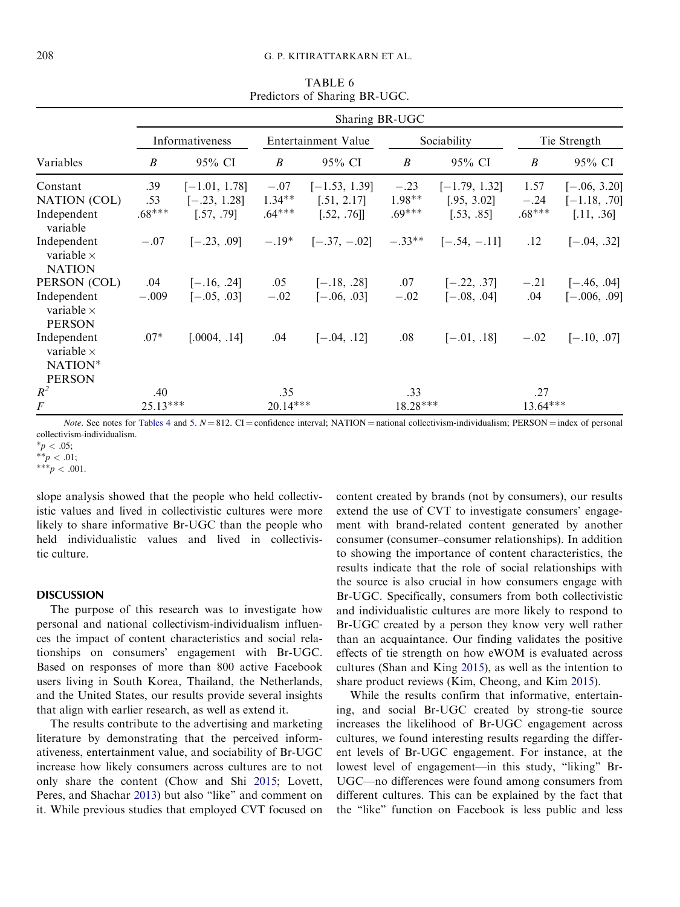TABLE 6
Predictors of Sharing BR-UGC.

| Variables | Sharing BR-UGC | | | | | | | |
|---|---|---|---|---|---|---|---|---|
| | Informativeness | | Entertainment Value | | Sociability | | Tie Strength | |
| | *B* | 95% CI | *B* | 95% CI | *B* | 95% CI | *B* | 95% CI |
| Constant | .39 | [−1.01, 1.78] | −.07 | [−1.53, 1.39] | −.23 | [−1.79, 1.32] | 1.57 | [−.06, 3.20] |
| NATION (COL) | .53 | [−.23, 1.28] | 1.34** | [.51, 2.17] | 1.98** | [.95, 3.02] | −.24 | [−1.18, .70] |
| Independent variable | .68*** | [.57, .79] | .64*** | [.52, .76]] | .69*** | [.53, .85] | .68*** | [.11, .36] |
| Independent variable × NATION | −.07 | [−.23, .09] | −.19* | [−.37, −.02] | −.33** | [−.54, −.11] | .12 | [−.04, .32] |
| PERSON (COL) | .04 | [−.16, .24] | .05 | [−.18, .28] | .07 | [−.22, .37] | −.21 | [−.46, .04] |
| Independent variable × PERSON | −.009 | [−.05, .03] | −.02 | [−.06, .03] | −.02 | [−.08, .04] | .04 | [−.006, .09] |
| Independent variable × NATION* PERSON | .07* | [.0004, .14] | .04 | [−.04, .12] | .08 | [−.01, .18] | −.02 | [−.10, .07] |
| $R^2$ | .40 | | .35 | | .33 | | .27 | |
| *F* | 25.13*** | | 20.14*** | | 18.28*** | | 13.64*** | |

*Note*. See notes for Tables 4 and 5. $N = 812$. CI = confidence interval; NATION = national collectivism-individualism; PERSON = index of personal collectivism-individualism.
*$p < .05$;
**$p < .01$;
***$p < .001$.

slope analysis showed that the people who held collectivistic values and lived in collectivistic cultures were more likely to share informative Br-UGC than the people who held individualistic values and lived in collectivistic culture.

## DISCUSSION

The purpose of this research was to investigate how personal and national collectivism-individualism influences the impact of content characteristics and social relationships on consumers' engagement with Br-UGC. Based on responses of more than 800 active Facebook users living in South Korea, Thailand, the Netherlands, and the United States, our results provide several insights that align with earlier research, as well as extend it.

The results contribute to the advertising and marketing literature by demonstrating that the perceived informativeness, entertainment value, and sociability of Br-UGC increase how likely consumers across cultures are to not only share the content (Chow and Shi 2015; Lovett, Peres, and Shachar 2013) but also "like" and comment on it. While previous studies that employed CVT focused on content created by brands (not by consumers), our results extend the use of CVT to investigate consumers' engagement with brand-related content generated by another consumer (consumer–consumer relationships). In addition to showing the importance of content characteristics, the results indicate that the role of social relationships with the source is also crucial in how consumers engage with Br-UGC. Specifically, consumers from both collectivistic and individualistic cultures are more likely to respond to Br-UGC created by a person they know very well rather than an acquaintance. Our finding validates the positive effects of tie strength on how eWOM is evaluated across cultures (Shan and King 2015), as well as the intention to share product reviews (Kim, Cheong, and Kim 2015).

While the results confirm that informative, entertaining, and social Br-UGC created by strong-tie source increases the likelihood of Br-UGC engagement across cultures, we found interesting results regarding the different levels of Br-UGC engagement. For instance, at the lowest level of engagement—in this study, "liking" Br-UGC—no differences were found among consumers from different cultures. This can be explained by the fact that the "like" function on Facebook is less public and less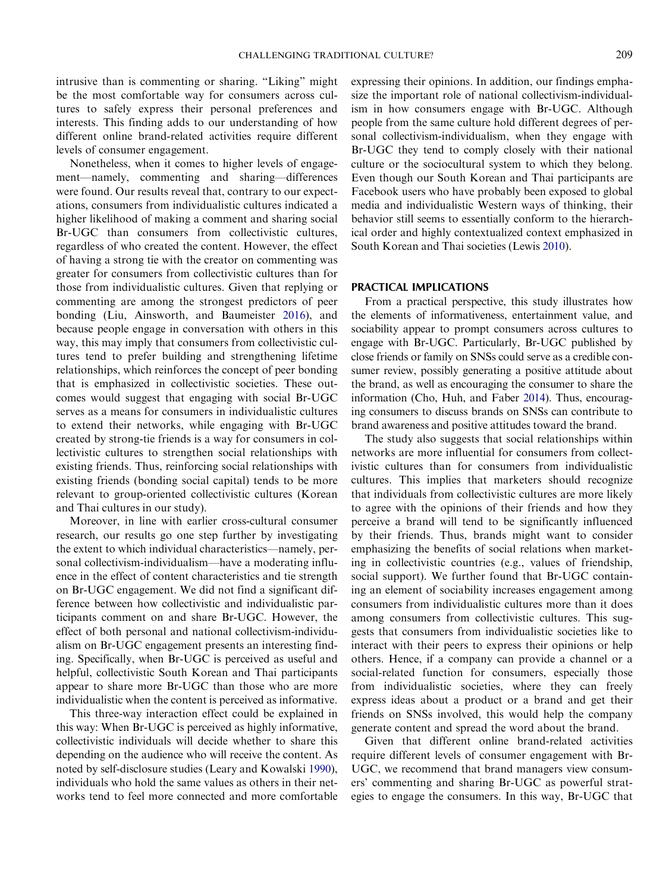intrusive than is commenting or sharing. "Liking" might be the most comfortable way for consumers across cultures to safely express their personal preferences and interests. This finding adds to our understanding of how different online brand-related activities require different levels of consumer engagement.

Nonetheless, when it comes to higher levels of engagement—namely, commenting and sharing—differences were found. Our results reveal that, contrary to our expectations, consumers from individualistic cultures indicated a higher likelihood of making a comment and sharing social Br-UGC than consumers from collectivistic cultures, regardless of who created the content. However, the effect of having a strong tie with the creator on commenting was greater for consumers from collectivistic cultures than for those from individualistic cultures. Given that replying or commenting are among the strongest predictors of peer bonding (Liu, Ainsworth, and Baumeister 2016), and because people engage in conversation with others in this way, this may imply that consumers from collectivistic cultures tend to prefer building and strengthening lifetime relationships, which reinforces the concept of peer bonding that is emphasized in collectivistic societies. These outcomes would suggest that engaging with social Br-UGC serves as a means for consumers in individualistic cultures to extend their networks, while engaging with Br-UGC created by strong-tie friends is a way for consumers in collectivistic cultures to strengthen social relationships with existing friends. Thus, reinforcing social relationships with existing friends (bonding social capital) tends to be more relevant to group-oriented collectivistic cultures (Korean and Thai cultures in our study).

Moreover, in line with earlier cross-cultural consumer research, our results go one step further by investigating the extent to which individual characteristics—namely, personal collectivism-individualism—have a moderating influence in the effect of content characteristics and tie strength on Br-UGC engagement. We did not find a significant difference between how collectivistic and individualistic participants comment on and share Br-UGC. However, the effect of both personal and national collectivism-individualism on Br-UGC engagement presents an interesting finding. Specifically, when Br-UGC is perceived as useful and helpful, collectivistic South Korean and Thai participants appear to share more Br-UGC than those who are more individualistic when the content is perceived as informative.

This three-way interaction effect could be explained in this way: When Br-UGC is perceived as highly informative, collectivistic individuals will decide whether to share this depending on the audience who will receive the content. As noted by self-disclosure studies (Leary and Kowalski 1990), individuals who hold the same values as others in their networks tend to feel more connected and more comfortable expressing their opinions. In addition, our findings emphasize the important role of national collectivism-individualism in how consumers engage with Br-UGC. Although people from the same culture hold different degrees of personal collectivism-individualism, when they engage with Br-UGC they tend to comply closely with their national culture or the sociocultural system to which they belong. Even though our South Korean and Thai participants are Facebook users who have probably been exposed to global media and individualistic Western ways of thinking, their behavior still seems to essentially conform to the hierarchical order and highly contextualized context emphasized in South Korean and Thai societies (Lewis 2010).

## PRACTICAL IMPLICATIONS

From a practical perspective, this study illustrates how the elements of informativeness, entertainment value, and sociability appear to prompt consumers across cultures to engage with Br-UGC. Particularly, Br-UGC published by close friends or family on SNSs could serve as a credible consumer review, possibly generating a positive attitude about the brand, as well as encouraging the consumer to share the information (Cho, Huh, and Faber 2014). Thus, encouraging consumers to discuss brands on SNSs can contribute to brand awareness and positive attitudes toward the brand.

The study also suggests that social relationships within networks are more influential for consumers from collectivistic cultures than for consumers from individualistic cultures. This implies that marketers should recognize that individuals from collectivistic cultures are more likely to agree with the opinions of their friends and how they perceive a brand will tend to be significantly influenced by their friends. Thus, brands might want to consider emphasizing the benefits of social relations when marketing in collectivistic countries (e.g., values of friendship, social support). We further found that Br-UGC containing an element of sociability increases engagement among consumers from individualistic cultures more than it does among consumers from collectivistic cultures. This suggests that consumers from individualistic societies like to interact with their peers to express their opinions or help others. Hence, if a company can provide a channel or a social-related function for consumers, especially those from individualistic societies, where they can freely express ideas about a product or a brand and get their friends on SNSs involved, this would help the company generate content and spread the word about the brand.

Given that different online brand-related activities require different levels of consumer engagement with Br-UGC, we recommend that brand managers view consumers' commenting and sharing Br-UGC as powerful strategies to engage the consumers. In this way, Br-UGC that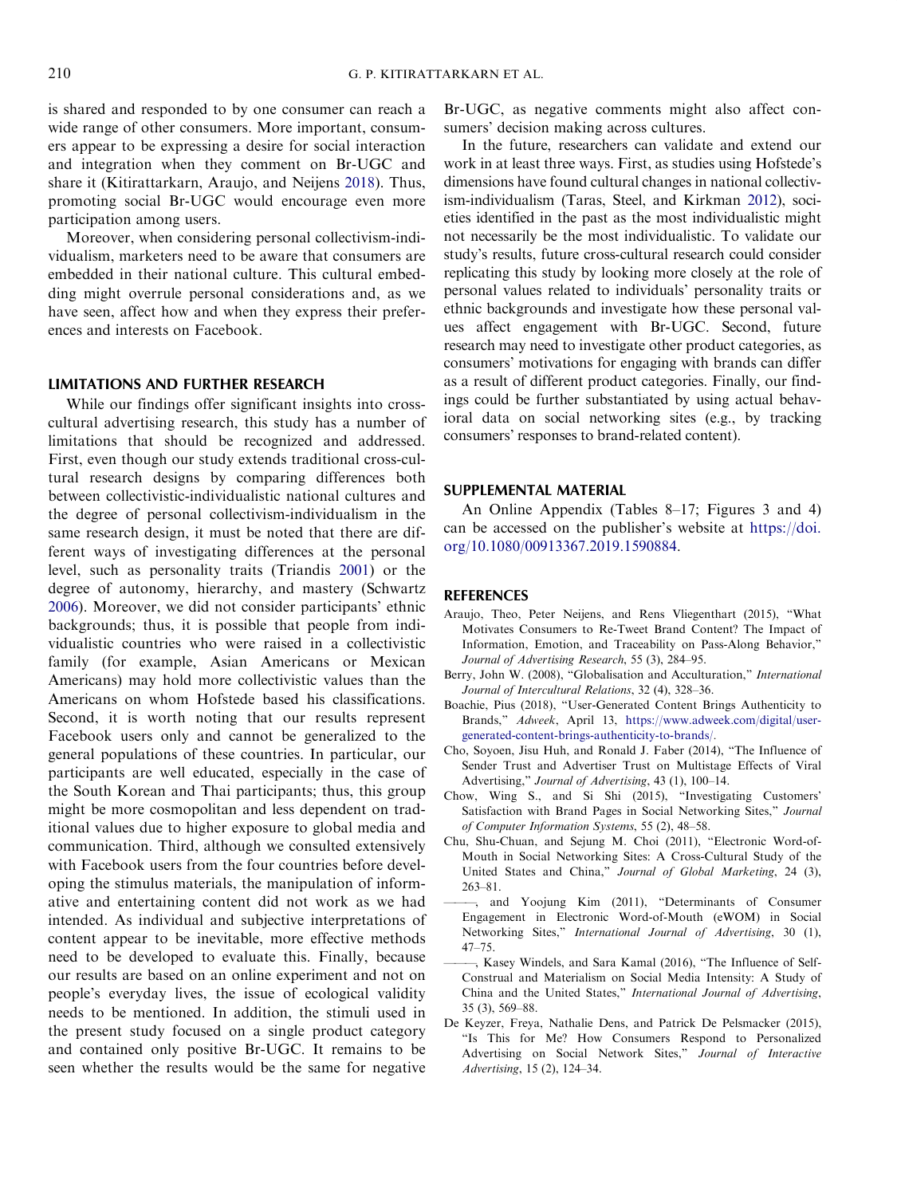is shared and responded to by one consumer can reach a wide range of other consumers. More important, consumers appear to be expressing a desire for social interaction and integration when they comment on Br-UGC and share it (Kitirattarkarn, Araujo, and Neijens 2018). Thus, promoting social Br-UGC would encourage even more participation among users.

Moreover, when considering personal collectivism-individualism, marketers need to be aware that consumers are embedded in their national culture. This cultural embedding might overrule personal considerations and, as we have seen, affect how and when they express their preferences and interests on Facebook.

## LIMITATIONS AND FURTHER RESEARCH

While our findings offer significant insights into cross-cultural advertising research, this study has a number of limitations that should be recognized and addressed. First, even though our study extends traditional cross-cultural research designs by comparing differences both between collectivistic-individualistic national cultures and the degree of personal collectivism-individualism in the same research design, it must be noted that there are different ways of investigating differences at the personal level, such as personality traits (Triandis 2001) or the degree of autonomy, hierarchy, and mastery (Schwartz 2006). Moreover, we did not consider participants' ethnic backgrounds; thus, it is possible that people from individualistic countries who were raised in a collectivistic family (for example, Asian Americans or Mexican Americans) may hold more collectivistic values than the Americans on whom Hofstede based his classifications. Second, it is worth noting that our results represent Facebook users only and cannot be generalized to the general populations of these countries. In particular, our participants are well educated, especially in the case of the South Korean and Thai participants; thus, this group might be more cosmopolitan and less dependent on traditional values due to higher exposure to global media and communication. Third, although we consulted extensively with Facebook users from the four countries before developing the stimulus materials, the manipulation of informative and entertaining content did not work as we had intended. As individual and subjective interpretations of content appear to be inevitable, more effective methods need to be developed to evaluate this. Finally, because our results are based on an online experiment and not on people's everyday lives, the issue of ecological validity needs to be mentioned. In addition, the stimuli used in the present study focused on a single product category and contained only positive Br-UGC. It remains to be seen whether the results would be the same for negative Br-UGC, as negative comments might also affect consumers' decision making across cultures.

In the future, researchers can validate and extend our work in at least three ways. First, as studies using Hofstede's dimensions have found cultural changes in national collectivism-individualism (Taras, Steel, and Kirkman 2012), societies identified in the past as the most individualistic might not necessarily be the most individualistic. To validate our study's results, future cross-cultural research could consider replicating this study by looking more closely at the role of personal values related to individuals' personality traits or ethnic backgrounds and investigate how these personal values affect engagement with Br-UGC. Second, future research may need to investigate other product categories, as consumers' motivations for engaging with brands can differ as a result of different product categories. Finally, our findings could be further substantiated by using actual behavioral data on social networking sites (e.g., by tracking consumers' responses to brand-related content).

## SUPPLEMENTAL MATERIAL

An Online Appendix (Tables 8–17; Figures 3 and 4) can be accessed on the publisher's website at https://doi.org/10.1080/00913367.2019.1590884.

## REFERENCES

Araujo, Theo, Peter Neijens, and Rens Vliegenthart (2015), "What Motivates Consumers to Re-Tweet Brand Content? The Impact of Information, Emotion, and Traceability on Pass-Along Behavior," *Journal of Advertising Research*, 55 (3), 284–95.

Berry, John W. (2008), "Globalisation and Acculturation," *International Journal of Intercultural Relations*, 32 (4), 328–36.

Boachie, Pius (2018), "User-Generated Content Brings Authenticity to Brands," *Adweek*, April 13, https://www.adweek.com/digital/user-generated-content-brings-authenticity-to-brands/.

Cho, Soyoen, Jisu Huh, and Ronald J. Faber (2014), "The Influence of Sender Trust and Advertiser Trust on Multistage Effects of Viral Advertising," *Journal of Advertising*, 43 (1), 100–14.

Chow, Wing S., and Si Shi (2015), "Investigating Customers' Satisfaction with Brand Pages in Social Networking Sites," *Journal of Computer Information Systems*, 55 (2), 48–58.

Chu, Shu-Chuan, and Sejung M. Choi (2011), "Electronic Word-of-Mouth in Social Networking Sites: A Cross-Cultural Study of the United States and China," *Journal of Global Marketing*, 24 (3), 263–81.

———, and Yoojung Kim (2011), "Determinants of Consumer Engagement in Electronic Word-of-Mouth (eWOM) in Social Networking Sites," *International Journal of Advertising*, 30 (1), 47–75.

———, Kasey Windels, and Sara Kamal (2016), "The Influence of Self-Construal and Materialism on Social Media Intensity: A Study of China and the United States," *International Journal of Advertising*, 35 (3), 569–88.

De Keyzer, Freya, Nathalie Dens, and Patrick De Pelsmacker (2015), "Is This for Me? How Consumers Respond to Personalized Advertising on Social Network Sites," *Journal of Interactive Advertising*, 15 (2), 124–34.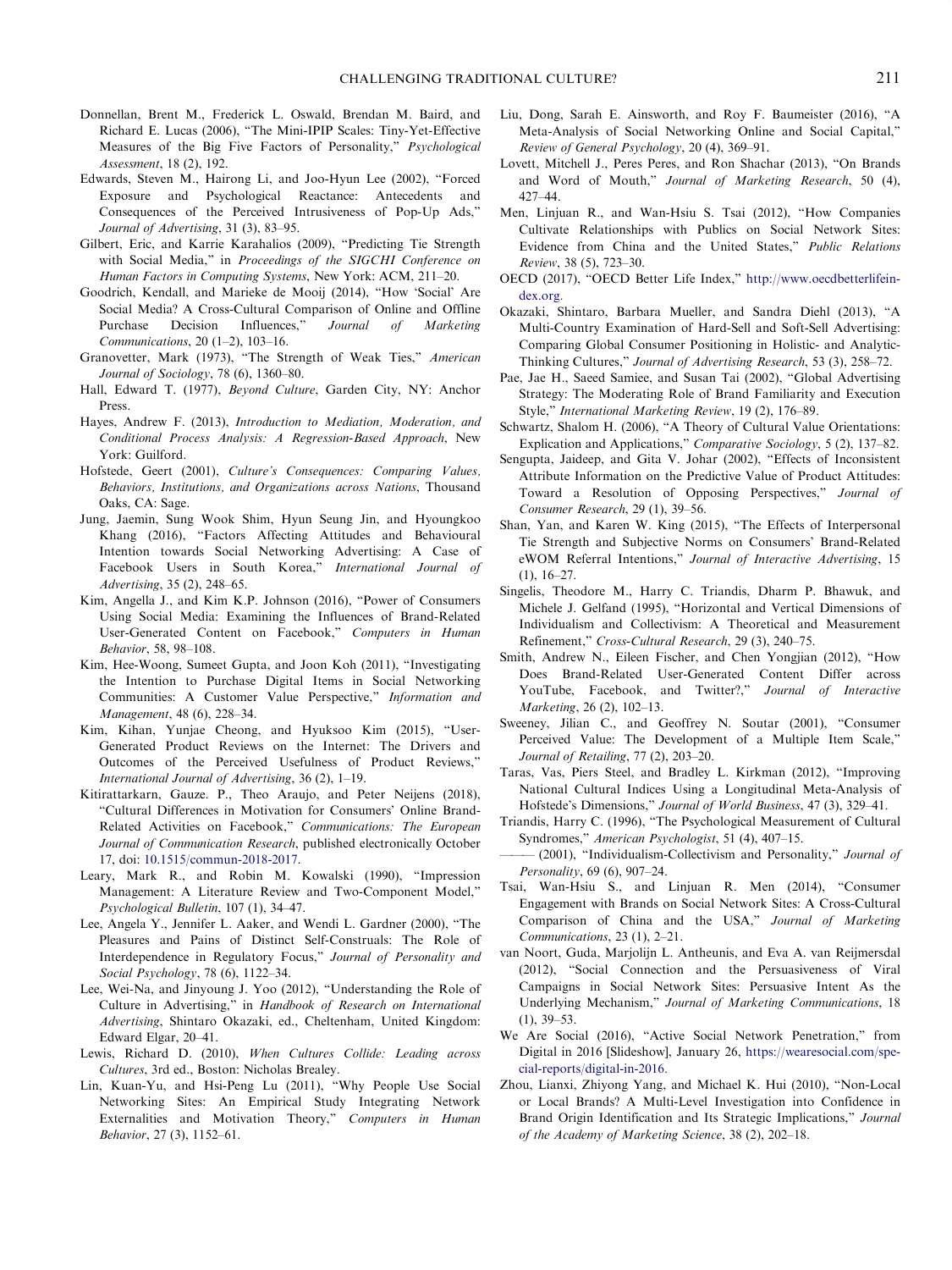Donnellan, Brent M., Frederick L. Oswald, Brendan M. Baird, and Richard E. Lucas (2006), "The Mini-IPIP Scales: Tiny-Yet-Effective Measures of the Big Five Factors of Personality," *Psychological Assessment*, 18 (2), 192.

Edwards, Steven M., Hairong Li, and Joo-Hyun Lee (2002), "Forced Exposure and Psychological Reactance: Antecedents and Consequences of the Perceived Intrusiveness of Pop-Up Ads," *Journal of Advertising*, 31 (3), 83–95.

Gilbert, Eric, and Karrie Karahalios (2009), "Predicting Tie Strength with Social Media," in *Proceedings of the SIGCHI Conference on Human Factors in Computing Systems*, New York: ACM, 211–20.

Goodrich, Kendall, and Marieke de Mooij (2014), "How 'Social' Are Social Media? A Cross-Cultural Comparison of Online and Offline Purchase Decision Influences," *Journal of Marketing Communications*, 20 (1–2), 103–16.

Granovetter, Mark (1973), "The Strength of Weak Ties," *American Journal of Sociology*, 78 (6), 1360–80.

Hall, Edward T. (1977), *Beyond Culture*, Garden City, NY: Anchor Press.

Hayes, Andrew F. (2013), *Introduction to Mediation, Moderation, and Conditional Process Analysis: A Regression-Based Approach*, New York: Guilford.

Hofstede, Geert (2001), *Culture's Consequences: Comparing Values, Behaviors, Institutions, and Organizations across Nations*, Thousand Oaks, CA: Sage.

Jung, Jaemin, Sung Wook Shim, Hyun Seung Jin, and Hyoungkoo Khang (2016), "Factors Affecting Attitudes and Behavioural Intention towards Social Networking Advertising: A Case of Facebook Users in South Korea," *International Journal of Advertising*, 35 (2), 248–65.

Kim, Angella J., and Kim K.P. Johnson (2016), "Power of Consumers Using Social Media: Examining the Influences of Brand-Related User-Generated Content on Facebook," *Computers in Human Behavior*, 58, 98–108.

Kim, Hee-Woong, Sumeet Gupta, and Joon Koh (2011), "Investigating the Intention to Purchase Digital Items in Social Networking Communities: A Customer Value Perspective," *Information and Management*, 48 (6), 228–34.

Kim, Kihan, Yunjae Cheong, and Hyuksoo Kim (2015), "User-Generated Product Reviews on the Internet: The Drivers and Outcomes of the Perceived Usefulness of Product Reviews," *International Journal of Advertising*, 36 (2), 1–19.

Kitirattarkarn, Gauze. P., Theo Araujo, and Peter Neijens (2018), "Cultural Differences in Motivation for Consumers' Online Brand-Related Activities on Facebook," *Communications: The European Journal of Communication Research*, published electronically October 17, doi: 10.1515/commun-2018-2017.

Leary, Mark R., and Robin M. Kowalski (1990), "Impression Management: A Literature Review and Two-Component Model," *Psychological Bulletin*, 107 (1), 34–47.

Lee, Angela Y., Jennifer L. Aaker, and Wendi L. Gardner (2000), "The Pleasures and Pains of Distinct Self-Construals: The Role of Interdependence in Regulatory Focus," *Journal of Personality and Social Psychology*, 78 (6), 1122–34.

Lee, Wei-Na, and Jinyoung J. Yoo (2012), "Understanding the Role of Culture in Advertising," in *Handbook of Research on International Advertising*, Shintaro Okazaki, ed., Cheltenham, United Kingdom: Edward Elgar, 20–41.

Lewis, Richard D. (2010), *When Cultures Collide: Leading across Cultures*, 3rd ed., Boston: Nicholas Brealey.

Lin, Kuan-Yu, and Hsi-Peng Lu (2011), "Why People Use Social Networking Sites: An Empirical Study Integrating Network Externalities and Motivation Theory," *Computers in Human Behavior*, 27 (3), 1152–61.

Liu, Dong, Sarah E. Ainsworth, and Roy F. Baumeister (2016), "A Meta-Analysis of Social Networking Online and Social Capital," *Review of General Psychology*, 20 (4), 369–91.

Lovett, Mitchell J., Peres Peres, and Ron Shachar (2013), "On Brands and Word of Mouth," *Journal of Marketing Research*, 50 (4), 427–44.

Men, Linjuan R., and Wan-Hsiu S. Tsai (2012), "How Companies Cultivate Relationships with Publics on Social Network Sites: Evidence from China and the United States," *Public Relations Review*, 38 (5), 723–30.

OECD (2017), "OECD Better Life Index," http://www.oecdbetterlifeindex.org.

Okazaki, Shintaro, Barbara Mueller, and Sandra Diehl (2013), "A Multi-Country Examination of Hard-Sell and Soft-Sell Advertising: Comparing Global Consumer Positioning in Holistic- and Analytic-Thinking Cultures," *Journal of Advertising Research*, 53 (3), 258–72.

Pae, Jae H., Saeed Samiee, and Susan Tai (2002), "Global Advertising Strategy: The Moderating Role of Brand Familiarity and Execution Style," *International Marketing Review*, 19 (2), 176–89.

Schwartz, Shalom H. (2006), "A Theory of Cultural Value Orientations: Explication and Applications," *Comparative Sociology*, 5 (2), 137–82.

Sengupta, Jaideep, and Gita V. Johar (2002), "Effects of Inconsistent Attribute Information on the Predictive Value of Product Attitudes: Toward a Resolution of Opposing Perspectives," *Journal of Consumer Research*, 29 (1), 39–56.

Shan, Yan, and Karen W. King (2015), "The Effects of Interpersonal Tie Strength and Subjective Norms on Consumers' Brand-Related eWOM Referral Intentions," *Journal of Interactive Advertising*, 15 (1), 16–27.

Singelis, Theodore M., Harry C. Triandis, Dharm P. Bhawuk, and Michele J. Gelfand (1995), "Horizontal and Vertical Dimensions of Individualism and Collectivism: A Theoretical and Measurement Refinement," *Cross-Cultural Research*, 29 (3), 240–75.

Smith, Andrew N., Eileen Fischer, and Chen Yongjian (2012), "How Does Brand-Related User-Generated Content Differ across YouTube, Facebook, and Twitter?," *Journal of Interactive Marketing*, 26 (2), 102–13.

Sweeney, Jilian C., and Geoffrey N. Soutar (2001), "Consumer Perceived Value: The Development of a Multiple Item Scale," *Journal of Retailing*, 77 (2), 203–20.

Taras, Vas, Piers Steel, and Bradley L. Kirkman (2012), "Improving National Cultural Indices Using a Longitudinal Meta-Analysis of Hofstede's Dimensions," *Journal of World Business*, 47 (3), 329–41.

Triandis, Harry C. (1996), "The Psychological Measurement of Cultural Syndromes," *American Psychologist*, 51 (4), 407–15.

——— (2001), "Individualism-Collectivism and Personality," *Journal of Personality*, 69 (6), 907–24.

Tsai, Wan-Hsiu S., and Linjuan R. Men (2014), "Consumer Engagement with Brands on Social Network Sites: A Cross-Cultural Comparison of China and the USA," *Journal of Marketing Communications*, 23 (1), 2–21.

van Noort, Guda, Marjolijn L. Antheunis, and Eva A. van Reijmersdal (2012), "Social Connection and the Persuasiveness of Viral Campaigns in Social Network Sites: Persuasive Intent As the Underlying Mechanism," *Journal of Marketing Communications*, 18 (1), 39–53.

We Are Social (2016), "Active Social Network Penetration," from Digital in 2016 [Slideshow], January 26, https://wearesocial.com/special-reports/digital-in-2016.

Zhou, Lianxi, Zhiyong Yang, and Michael K. Hui (2010), "Non-Local or Local Brands? A Multi-Level Investigation into Confidence in Brand Origin Identification and Its Strategic Implications," *Journal of the Academy of Marketing Science*, 38 (2), 202–18.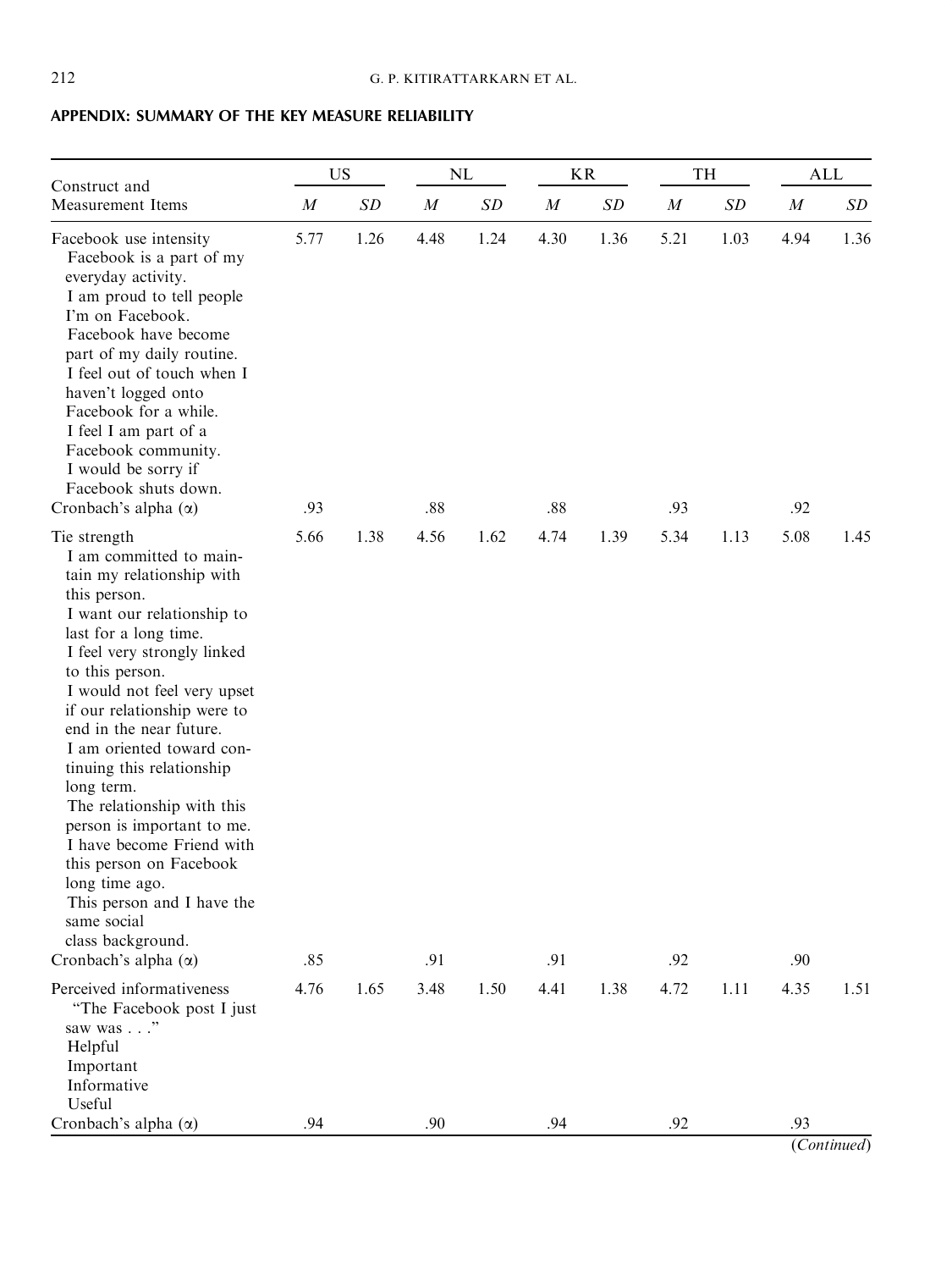## APPENDIX: SUMMARY OF THE KEY MEASURE RELIABILITY

| Construct and Measurement Items | US | | NL | | KR | | TH | | ALL | |
|---|---|---|---|---|---|---|---|---|---|---|
| | *M* | *SD* | *M* | *SD* | *M* | *SD* | *M* | *SD* | *M* | *SD* |
| Facebook use intensity | 5.77 | 1.26 | 4.48 | 1.24 | 4.30 | 1.36 | 5.21 | 1.03 | 4.94 | 1.36 |
| Facebook is a part of my everyday activity. | | | | | | | | | | |
| I am proud to tell people I'm on Facebook. | | | | | | | | | | |
| Facebook have become part of my daily routine. | | | | | | | | | | |
| I feel out of touch when I haven't logged onto Facebook for a while. | | | | | | | | | | |
| I feel I am part of a Facebook community. | | | | | | | | | | |
| I would be sorry if Facebook shuts down. | | | | | | | | | | |
| Cronbach's alpha (α) | .93 | | .88 | | .88 | | .93 | | .92 | |
| Tie strength | 5.66 | 1.38 | 4.56 | 1.62 | 4.74 | 1.39 | 5.34 | 1.13 | 5.08 | 1.45 |
| I am committed to maintain my relationship with this person. | | | | | | | | | | |
| I want our relationship to last for a long time. | | | | | | | | | | |
| I feel very strongly linked to this person. | | | | | | | | | | |
| I would not feel very upset if our relationship were to end in the near future. | | | | | | | | | | |
| I am oriented toward continuing this relationship long term. | | | | | | | | | | |
| The relationship with this person is important to me. | | | | | | | | | | |
| I have become Friend with this person on Facebook long time ago. | | | | | | | | | | |
| This person and I have the same social class background. | | | | | | | | | | |
| Cronbach's alpha (α) | .85 | | .91 | | .91 | | .92 | | .90 | |
| Perceived informativeness | 4.76 | 1.65 | 3.48 | 1.50 | 4.41 | 1.38 | 4.72 | 1.11 | 4.35 | 1.51 |
| "The Facebook post I just saw was . . ." | | | | | | | | | | |
| Helpful | | | | | | | | | | |
| Important | | | | | | | | | | |
| Informative | | | | | | | | | | |
| Useful | | | | | | | | | | |
| Cronbach's alpha (α) | .94 | | .90 | | .94 | | .92 | | .93 | |

(*Continued*)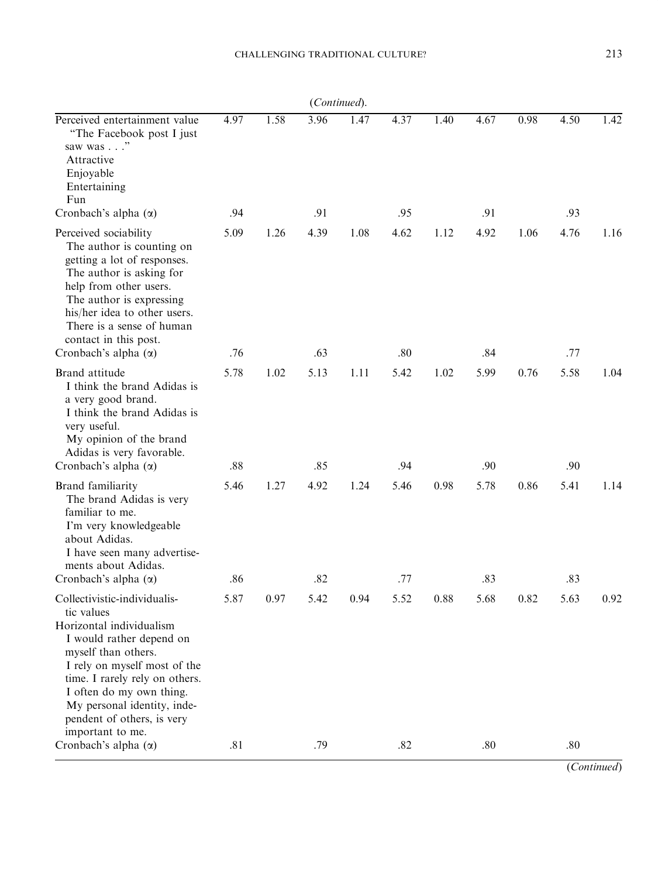(*Continued*).

| | | | | | | | | | | |
|---|---|---|---|---|---|---|---|---|---|---|
| Perceived entertainment value<br>"The Facebook post I just saw was . . ."<br>Attractive<br>Enjoyable<br>Entertaining<br>Fun | 4.97 | 1.58 | 3.96 | 1.47 | 4.37 | 1.40 | 4.67 | 0.98 | 4.50 | 1.42 |
| Cronbach's alpha (α) | .94 | | .91 | | .95 | | .91 | | .93 | |
| Perceived sociability<br>The author is counting on getting a lot of responses.<br>The author is asking for help from other users.<br>The author is expressing his/her idea to other users.<br>There is a sense of human contact in this post. | 5.09 | 1.26 | 4.39 | 1.08 | 4.62 | 1.12 | 4.92 | 1.06 | 4.76 | 1.16 |
| Cronbach's alpha (α) | .76 | | .63 | | .80 | | .84 | | .77 | |
| Brand attitude<br>I think the brand Adidas is a very good brand.<br>I think the brand Adidas is very useful.<br>My opinion of the brand Adidas is very favorable. | 5.78 | 1.02 | 5.13 | 1.11 | 5.42 | 1.02 | 5.99 | 0.76 | 5.58 | 1.04 |
| Cronbach's alpha (α) | .88 | | .85 | | .94 | | .90 | | .90 | |
| Brand familiarity<br>The brand Adidas is very familiar to me.<br>I'm very knowledgeable about Adidas.<br>I have seen many advertisements about Adidas. | 5.46 | 1.27 | 4.92 | 1.24 | 5.46 | 0.98 | 5.78 | 0.86 | 5.41 | 1.14 |
| Cronbach's alpha (α) | .86 | | .82 | | .77 | | .83 | | .83 | |
| Collectivistic-individualistic values<br>Horizontal individualism<br>I would rather depend on myself than others.<br>I rely on myself most of the time. I rarely rely on others.<br>I often do my own thing.<br>My personal identity, independent of others, is very important to me. | 5.87 | 0.97 | 5.42 | 0.94 | 5.52 | 0.88 | 5.68 | 0.82 | 5.63 | 0.92 |
| Cronbach's alpha (α) | .81 | | .79 | | .82 | | .80 | | .80 | |

(*Continued*)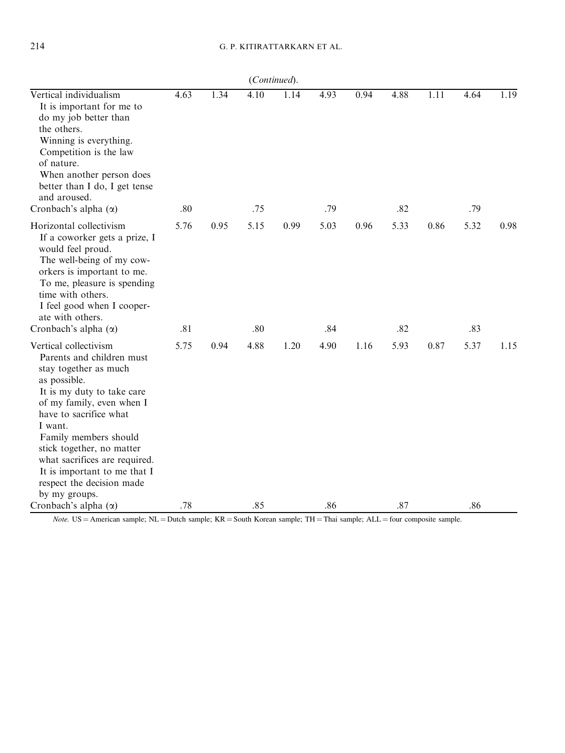(*Continued*).

| | | | | | | | | | | |
|---|---|---|---|---|---|---|---|---|---|---|
| Vertical individualism | 4.63 | 1.34 | 4.10 | 1.14 | 4.93 | 0.94 | 4.88 | 1.11 | 4.64 | 1.19 |
| It is important for me to do my job better than the others. | | | | | | | | | | |
| Winning is everything. | | | | | | | | | | |
| Competition is the law of nature. | | | | | | | | | | |
| When another person does better than I do, I get tense and aroused. | | | | | | | | | | |
| Cronbach's alpha (α) | .80 | | .75 | | .79 | | .82 | | .79 | |
| Horizontal collectivism | 5.76 | 0.95 | 5.15 | 0.99 | 5.03 | 0.96 | 5.33 | 0.86 | 5.32 | 0.98 |
| If a coworker gets a prize, I would feel proud. | | | | | | | | | | |
| The well-being of my coworkers is important to me. | | | | | | | | | | |
| To me, pleasure is spending time with others. | | | | | | | | | | |
| I feel good when I cooperate with others. | | | | | | | | | | |
| Cronbach's alpha (α) | .81 | | .80 | | .84 | | .82 | | .83 | |
| Vertical collectivism | 5.75 | 0.94 | 4.88 | 1.20 | 4.90 | 1.16 | 5.93 | 0.87 | 5.37 | 1.15 |
| Parents and children must stay together as much as possible. | | | | | | | | | | |
| It is my duty to take care of my family, even when I have to sacrifice what I want. | | | | | | | | | | |
| Family members should stick together, no matter what sacrifices are required. | | | | | | | | | | |
| It is important to me that I respect the decision made by my groups. | | | | | | | | | | |
| Cronbach's alpha (α) | .78 | | .85 | | .86 | | .87 | | .86 | |

*Note.* US = American sample; NL = Dutch sample; KR = South Korean sample; TH = Thai sample; ALL = four composite sample.